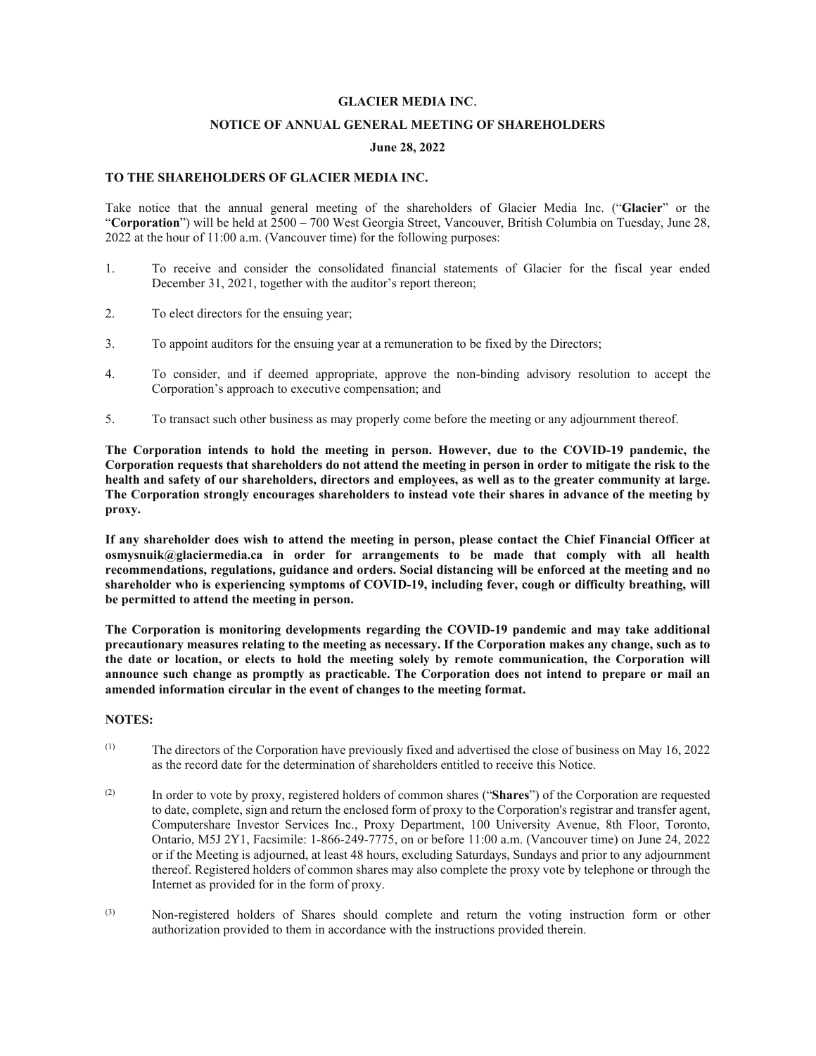**GLACIER MEDIA INC.**

**NOTICE OF ANNUAL GENERAL MEETING OF SHAREHOLDERS**

**June 28, 2022**

**TO THE SHAREHOLDERS OF GLACIER MEDIA INC.**

Take notice that the annual general meeting of the shareholders of Glacier Media Inc. ("**Glacier**" or the "**Corporation**") will be held at 2500 – 700 West Georgia Street, Vancouver, British Columbia on Tuesday, June 28, 2022 at the hour of 11:00 a.m. (Vancouver time) for the following purposes:

1. To receive and consider the consolidated financial statements of Glacier for the fiscal year ended December 31, 2021, together with the auditor's report thereon;
2. To elect directors for the ensuing year;
3. To appoint auditors for the ensuing year at a remuneration to be fixed by the Directors;
4. To consider, and if deemed appropriate, approve the non-binding advisory resolution to accept the Corporation's approach to executive compensation; and
5. To transact such other business as may properly come before the meeting or any adjournment thereof.

**The Corporation intends to hold the meeting in person. However, due to the COVID-19 pandemic, the Corporation requests that shareholders do not attend the meeting in person in order to mitigate the risk to the health and safety of our shareholders, directors and employees, as well as to the greater community at large. The Corporation strongly encourages shareholders to instead vote their shares in advance of the meeting by proxy.**

**If any shareholder does wish to attend the meeting in person, please contact the Chief Financial Officer at osmysnuik@glaciermedia.ca in order for arrangements to be made that comply with all health recommendations, regulations, guidance and orders. Social distancing will be enforced at the meeting and no shareholder who is experiencing symptoms of COVID-19, including fever, cough or difficulty breathing, will be permitted to attend the meeting in person.**

**The Corporation is monitoring developments regarding the COVID-19 pandemic and may take additional precautionary measures relating to the meeting as necessary. If the Corporation makes any change, such as to the date or location, or elects to hold the meeting solely by remote communication, the Corporation will announce such change as promptly as practicable. The Corporation does not intend to prepare or mail an amended information circular in the event of changes to the meeting format.**

**NOTES:**

(1) The directors of the Corporation have previously fixed and advertised the close of business on May 16, 2022 as the record date for the determination of shareholders entitled to receive this Notice.

(2) In order to vote by proxy, registered holders of common shares ("**Shares**") of the Corporation are requested to date, complete, sign and return the enclosed form of proxy to the Corporation's registrar and transfer agent, Computershare Investor Services Inc., Proxy Department, 100 University Avenue, 8th Floor, Toronto, Ontario, M5J 2Y1, Facsimile: 1-866-249-7775, on or before 11:00 a.m. (Vancouver time) on June 24, 2022 or if the Meeting is adjourned, at least 48 hours, excluding Saturdays, Sundays and prior to any adjournment thereof. Registered holders of common shares may also complete the proxy vote by telephone or through the Internet as provided for in the form of proxy.

(3) Non-registered holders of Shares should complete and return the voting instruction form or other authorization provided to them in accordance with the instructions provided therein.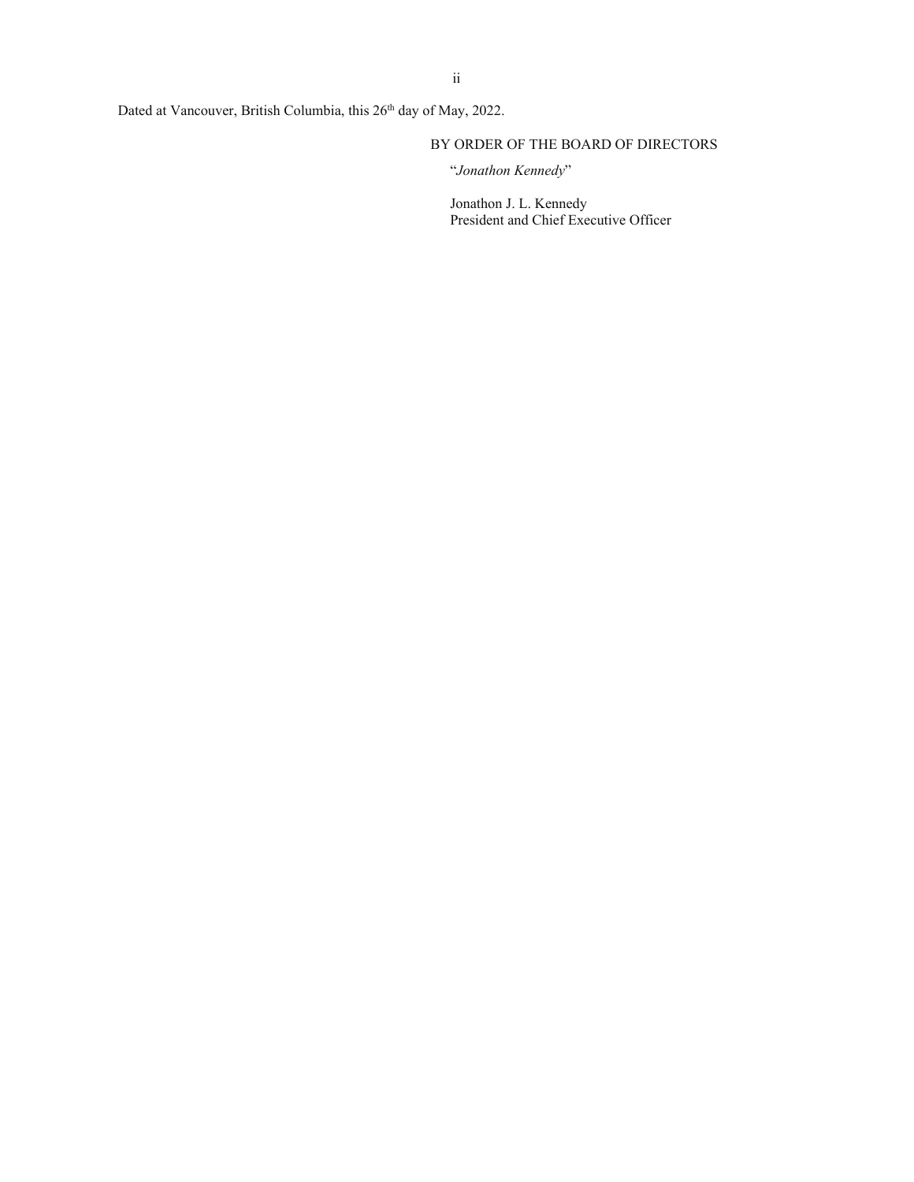Dated at Vancouver, British Columbia, this 26th day of May, 2022.

BY ORDER OF THE BOARD OF DIRECTORS

"*Jonathon Kennedy*"

Jonathon J. L. Kennedy
President and Chief Executive Officer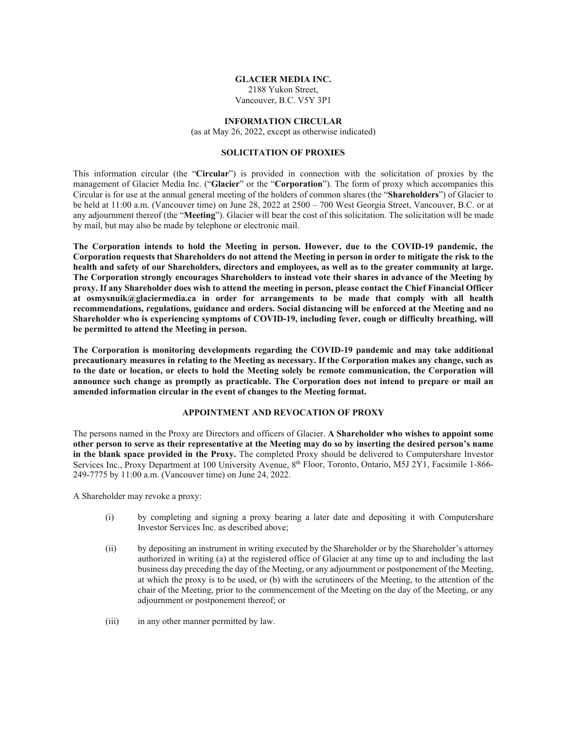**GLACIER MEDIA INC.**
2188 Yukon Street,
Vancouver, B.C. V5Y 3P1

**INFORMATION CIRCULAR**
(as at May 26, 2022, except as otherwise indicated)

**SOLICITATION OF PROXIES**

This information circular (the "**Circular**") is provided in connection with the solicitation of proxies by the management of Glacier Media Inc. ("**Glacier**" or the "**Corporation**"). The form of proxy which accompanies this Circular is for use at the annual general meeting of the holders of common shares (the "**Shareholders**") of Glacier to be held at 11:00 a.m. (Vancouver time) on June 28, 2022 at 2500 – 700 West Georgia Street, Vancouver, B.C. or at any adjournment thereof (the "**Meeting**"). Glacier will bear the cost of this solicitation. The solicitation will be made by mail, but may also be made by telephone or electronic mail.

**The Corporation intends to hold the Meeting in person. However, due to the COVID-19 pandemic, the Corporation requests that Shareholders do not attend the Meeting in person in order to mitigate the risk to the health and safety of our Shareholders, directors and employees, as well as to the greater community at large. The Corporation strongly encourages Shareholders to instead vote their shares in advance of the Meeting by proxy. If any Shareholder does wish to attend the meeting in person, please contact the Chief Financial Officer at osmysnuik@glaciermedia.ca in order for arrangements to be made that comply with all health recommendations, regulations, guidance and orders. Social distancing will be enforced at the Meeting and no Shareholder who is experiencing symptoms of COVID-19, including fever, cough or difficulty breathing, will be permitted to attend the Meeting in person.**

**The Corporation is monitoring developments regarding the COVID-19 pandemic and may take additional precautionary measures in relating to the Meeting as necessary. If the Corporation makes any change, such as to the date or location, or elects to hold the Meeting solely be remote communication, the Corporation will announce such change as promptly as practicable. The Corporation does not intend to prepare or mail an amended information circular in the event of changes to the Meeting format.**

**APPOINTMENT AND REVOCATION OF PROXY**

The persons named in the Proxy are Directors and officers of Glacier. **A Shareholder who wishes to appoint some other person to serve as their representative at the Meeting may do so by inserting the desired person's name in the blank space provided in the Proxy.** The completed Proxy should be delivered to Computershare Investor Services Inc., Proxy Department at 100 University Avenue, 8th Floor, Toronto, Ontario, M5J 2Y1, Facsimile 1-866-249-7775 by 11:00 a.m. (Vancouver time) on June 24, 2022.

A Shareholder may revoke a proxy:

(i) by completing and signing a proxy bearing a later date and depositing it with Computershare Investor Services Inc. as described above;

(ii) by depositing an instrument in writing executed by the Shareholder or by the Shareholder's attorney authorized in writing (a) at the registered office of Glacier at any time up to and including the last business day preceding the day of the Meeting, or any adjournment or postponement of the Meeting, at which the proxy is to be used, or (b) with the scrutineers of the Meeting, to the attention of the chair of the Meeting, prior to the commencement of the Meeting on the day of the Meeting, or any adjournment or postponement thereof; or

(iii) in any other manner permitted by law.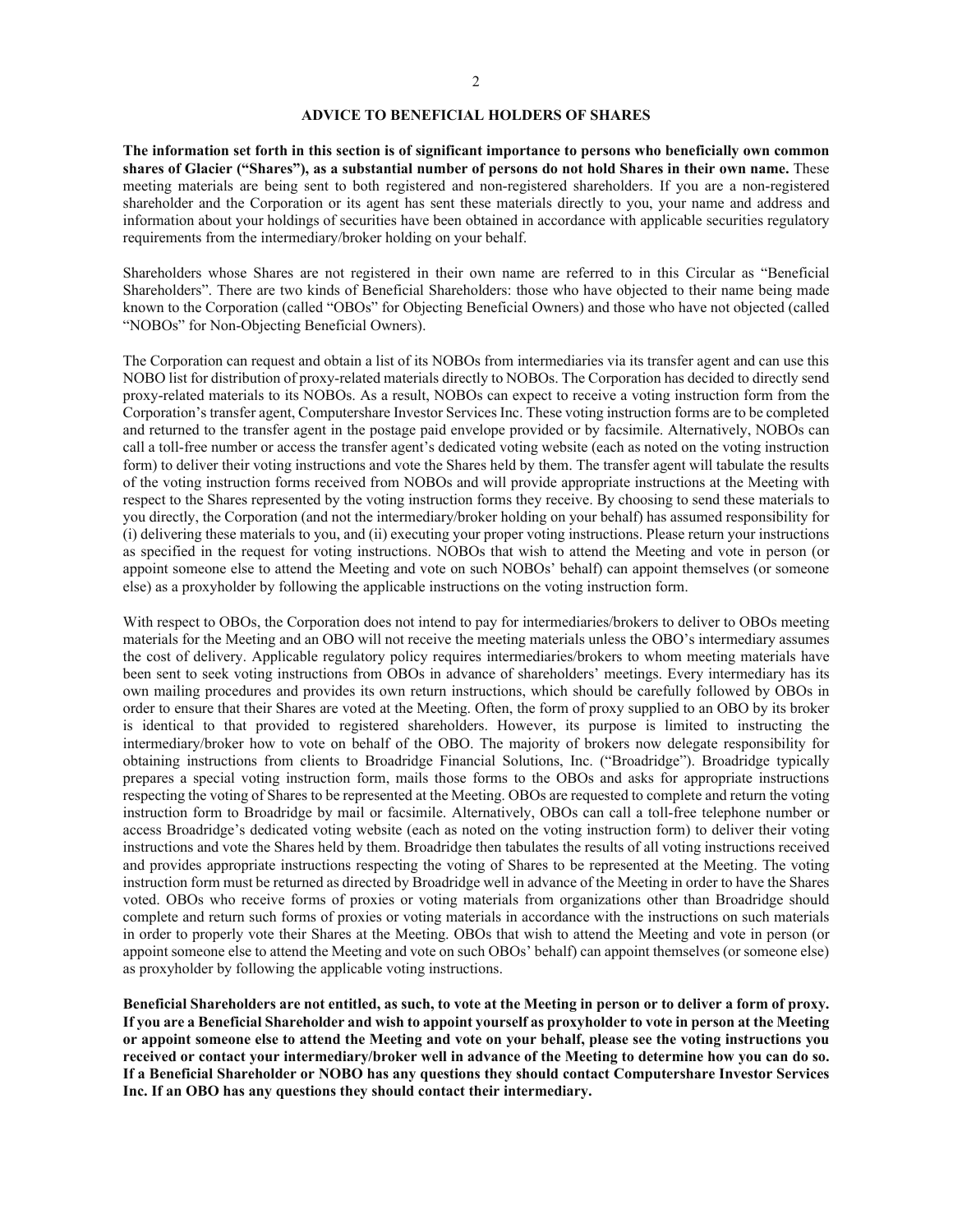## ADVICE TO BENEFICIAL HOLDERS OF SHARES

**The information set forth in this section is of significant importance to persons who beneficially own common shares of Glacier ("Shares"), as a substantial number of persons do not hold Shares in their own name.** These meeting materials are being sent to both registered and non-registered shareholders. If you are a non-registered shareholder and the Corporation or its agent has sent these materials directly to you, your name and address and information about your holdings of securities have been obtained in accordance with applicable securities regulatory requirements from the intermediary/broker holding on your behalf.

Shareholders whose Shares are not registered in their own name are referred to in this Circular as "Beneficial Shareholders". There are two kinds of Beneficial Shareholders: those who have objected to their name being made known to the Corporation (called "OBOs" for Objecting Beneficial Owners) and those who have not objected (called "NOBOs" for Non-Objecting Beneficial Owners).

The Corporation can request and obtain a list of its NOBOs from intermediaries via its transfer agent and can use this NOBO list for distribution of proxy-related materials directly to NOBOs. The Corporation has decided to directly send proxy-related materials to its NOBOs. As a result, NOBOs can expect to receive a voting instruction form from the Corporation's transfer agent, Computershare Investor Services Inc. These voting instruction forms are to be completed and returned to the transfer agent in the postage paid envelope provided or by facsimile. Alternatively, NOBOs can call a toll-free number or access the transfer agent's dedicated voting website (each as noted on the voting instruction form) to deliver their voting instructions and vote the Shares held by them. The transfer agent will tabulate the results of the voting instruction forms received from NOBOs and will provide appropriate instructions at the Meeting with respect to the Shares represented by the voting instruction forms they receive. By choosing to send these materials to you directly, the Corporation (and not the intermediary/broker holding on your behalf) has assumed responsibility for (i) delivering these materials to you, and (ii) executing your proper voting instructions. Please return your instructions as specified in the request for voting instructions. NOBOs that wish to attend the Meeting and vote in person (or appoint someone else to attend the Meeting and vote on such NOBOs' behalf) can appoint themselves (or someone else) as a proxyholder by following the applicable instructions on the voting instruction form.

With respect to OBOs, the Corporation does not intend to pay for intermediaries/brokers to deliver to OBOs meeting materials for the Meeting and an OBO will not receive the meeting materials unless the OBO's intermediary assumes the cost of delivery. Applicable regulatory policy requires intermediaries/brokers to whom meeting materials have been sent to seek voting instructions from OBOs in advance of shareholders' meetings. Every intermediary has its own mailing procedures and provides its own return instructions, which should be carefully followed by OBOs in order to ensure that their Shares are voted at the Meeting. Often, the form of proxy supplied to an OBO by its broker is identical to that provided to registered shareholders. However, its purpose is limited to instructing the intermediary/broker how to vote on behalf of the OBO. The majority of brokers now delegate responsibility for obtaining instructions from clients to Broadridge Financial Solutions, Inc. ("Broadridge"). Broadridge typically prepares a special voting instruction form, mails those forms to the OBOs and asks for appropriate instructions respecting the voting of Shares to be represented at the Meeting. OBOs are requested to complete and return the voting instruction form to Broadridge by mail or facsimile. Alternatively, OBOs can call a toll-free telephone number or access Broadridge's dedicated voting website (each as noted on the voting instruction form) to deliver their voting instructions and vote the Shares held by them. Broadridge then tabulates the results of all voting instructions received and provides appropriate instructions respecting the voting of Shares to be represented at the Meeting. The voting instruction form must be returned as directed by Broadridge well in advance of the Meeting in order to have the Shares voted. OBOs who receive forms of proxies or voting materials from organizations other than Broadridge should complete and return such forms of proxies or voting materials in accordance with the instructions on such materials in order to properly vote their Shares at the Meeting. OBOs that wish to attend the Meeting and vote in person (or appoint someone else to attend the Meeting and vote on such OBOs' behalf) can appoint themselves (or someone else) as proxyholder by following the applicable voting instructions.

**Beneficial Shareholders are not entitled, as such, to vote at the Meeting in person or to deliver a form of proxy. If you are a Beneficial Shareholder and wish to appoint yourself as proxyholder to vote in person at the Meeting or appoint someone else to attend the Meeting and vote on your behalf, please see the voting instructions you received or contact your intermediary/broker well in advance of the Meeting to determine how you can do so. If a Beneficial Shareholder or NOBO has any questions they should contact Computershare Investor Services Inc. If an OBO has any questions they should contact their intermediary.**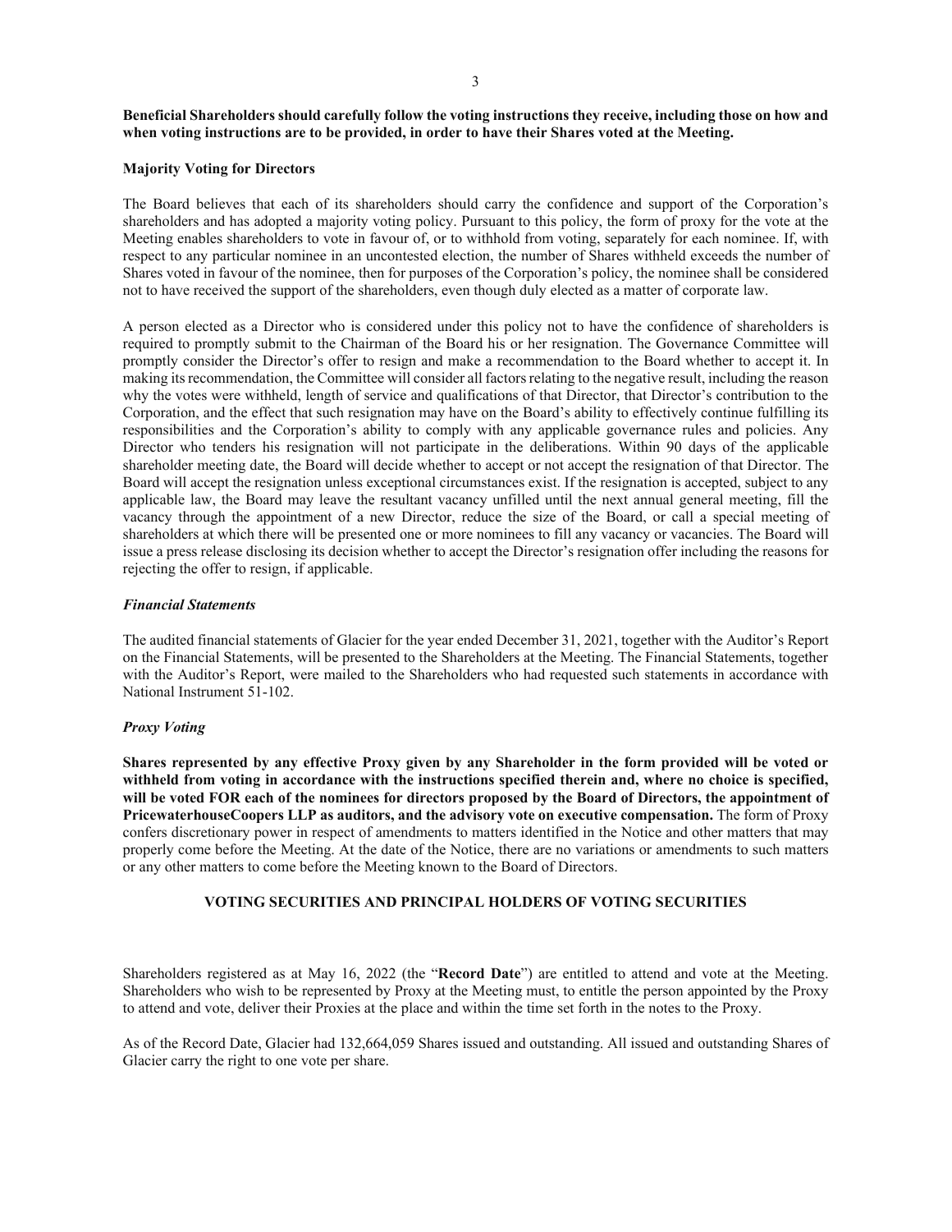**Beneficial Shareholders should carefully follow the voting instructions they receive, including those on how and when voting instructions are to be provided, in order to have their Shares voted at the Meeting.**

**Majority Voting for Directors**

The Board believes that each of its shareholders should carry the confidence and support of the Corporation's shareholders and has adopted a majority voting policy. Pursuant to this policy, the form of proxy for the vote at the Meeting enables shareholders to vote in favour of, or to withhold from voting, separately for each nominee. If, with respect to any particular nominee in an uncontested election, the number of Shares withheld exceeds the number of Shares voted in favour of the nominee, then for purposes of the Corporation's policy, the nominee shall be considered not to have received the support of the shareholders, even though duly elected as a matter of corporate law.

A person elected as a Director who is considered under this policy not to have the confidence of shareholders is required to promptly submit to the Chairman of the Board his or her resignation. The Governance Committee will promptly consider the Director's offer to resign and make a recommendation to the Board whether to accept it. In making its recommendation, the Committee will consider all factors relating to the negative result, including the reason why the votes were withheld, length of service and qualifications of that Director, that Director's contribution to the Corporation, and the effect that such resignation may have on the Board's ability to effectively continue fulfilling its responsibilities and the Corporation's ability to comply with any applicable governance rules and policies. Any Director who tenders his resignation will not participate in the deliberations. Within 90 days of the applicable shareholder meeting date, the Board will decide whether to accept or not accept the resignation of that Director. The Board will accept the resignation unless exceptional circumstances exist. If the resignation is accepted, subject to any applicable law, the Board may leave the resultant vacancy unfilled until the next annual general meeting, fill the vacancy through the appointment of a new Director, reduce the size of the Board, or call a special meeting of shareholders at which there will be presented one or more nominees to fill any vacancy or vacancies. The Board will issue a press release disclosing its decision whether to accept the Director's resignation offer including the reasons for rejecting the offer to resign, if applicable.

***Financial Statements***

The audited financial statements of Glacier for the year ended December 31, 2021, together with the Auditor's Report on the Financial Statements, will be presented to the Shareholders at the Meeting. The Financial Statements, together with the Auditor's Report, were mailed to the Shareholders who had requested such statements in accordance with National Instrument 51-102.

***Proxy Voting***

**Shares represented by any effective Proxy given by any Shareholder in the form provided will be voted or withheld from voting in accordance with the instructions specified therein and, where no choice is specified, will be voted FOR each of the nominees for directors proposed by the Board of Directors, the appointment of PricewaterhouseCoopers LLP as auditors, and the advisory vote on executive compensation.** The form of Proxy confers discretionary power in respect of amendments to matters identified in the Notice and other matters that may properly come before the Meeting. At the date of the Notice, there are no variations or amendments to such matters or any other matters to come before the Meeting known to the Board of Directors.

## VOTING SECURITIES AND PRINCIPAL HOLDERS OF VOTING SECURITIES

Shareholders registered as at May 16, 2022 (the "**Record Date**") are entitled to attend and vote at the Meeting. Shareholders who wish to be represented by Proxy at the Meeting must, to entitle the person appointed by the Proxy to attend and vote, deliver their Proxies at the place and within the time set forth in the notes to the Proxy.

As of the Record Date, Glacier had 132,664,059 Shares issued and outstanding. All issued and outstanding Shares of Glacier carry the right to one vote per share.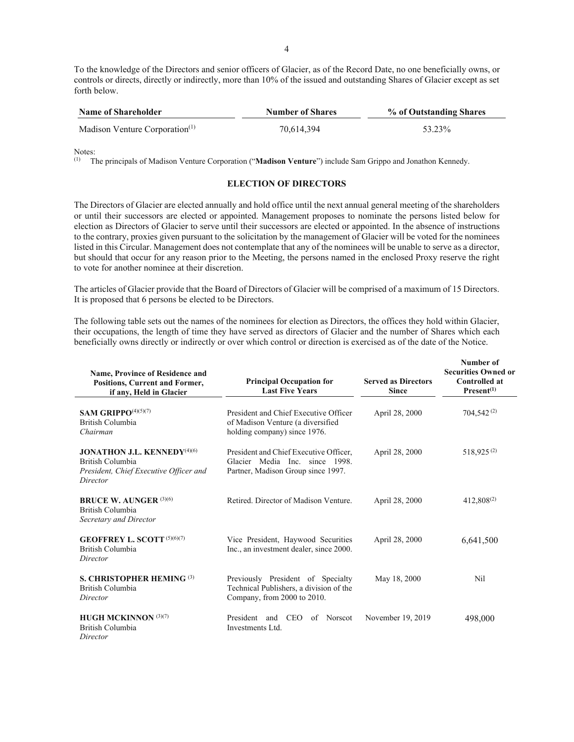To the knowledge of the Directors and senior officers of Glacier, as of the Record Date, no one beneficially owns, or controls or directs, directly or indirectly, more than 10% of the issued and outstanding Shares of Glacier except as set forth below.

| Name of Shareholder | Number of Shares | % of Outstanding Shares |
|---|---|---|
| Madison Venture Corporation[1] | 70,614,394 | 53.23% |

Notes:
(1) The principals of Madison Venture Corporation ("**Madison Venture**") include Sam Grippo and Jonathon Kennedy.

## ELECTION OF DIRECTORS

The Directors of Glacier are elected annually and hold office until the next annual general meeting of the shareholders or until their successors are elected or appointed. Management proposes to nominate the persons listed below for election as Directors of Glacier to serve until their successors are elected or appointed. In the absence of instructions to the contrary, proxies given pursuant to the solicitation by the management of Glacier will be voted for the nominees listed in this Circular. Management does not contemplate that any of the nominees will be unable to serve as a director, but should that occur for any reason prior to the Meeting, the persons named in the enclosed Proxy reserve the right to vote for another nominee at their discretion.

The articles of Glacier provide that the Board of Directors of Glacier will be comprised of a maximum of 15 Directors. It is proposed that 6 persons be elected to be Directors.

The following table sets out the names of the nominees for election as Directors, the offices they hold within Glacier, their occupations, the length of time they have served as directors of Glacier and the number of Shares which each beneficially owns directly or indirectly or over which control or direction is exercised as of the date of the Notice.

| Name, Province of Residence and Positions, Current and Former, if any, Held in Glacier | Principal Occupation for Last Five Years | Served as Directors Since | Number of Securities Owned or Controlled at Present[1] |
|---|---|---|---|
| **SAM GRIPPO**[4][5][7]<br>British Columbia<br>*Chairman* | President and Chief Executive Officer of Madison Venture (a diversified holding company) since 1976. | April 28, 2000 | 704,542[2] |
| **JONATHON J.L. KENNEDY**[4][6]<br>British Columbia<br>*President, Chief Executive Officer and Director* | President and Chief Executive Officer, Glacier Media Inc. since 1998. Partner, Madison Group since 1997. | April 28, 2000 | 518,925[2] |
| **BRUCE W. AUNGER**[3][6]<br>British Columbia<br>*Secretary and Director* | Retired. Director of Madison Venture. | April 28, 2000 | 412,808[2] |
| **GEOFFREY L. SCOTT**[5][6][7]<br>British Columbia<br>*Director* | Vice President, Haywood Securities Inc., an investment dealer, since 2000. | April 28, 2000 | 6,641,500 |
| **S. CHRISTOPHER HEMING**[3]<br>British Columbia<br>*Director* | Previously President of Specialty Technical Publishers, a division of the Company, from 2000 to 2010. | May 18, 2000 | Nil |
| **HUGH MCKINNON**[3][7]<br>British Columbia<br>*Director* | President and CEO of Norscot Investments Ltd. | November 19, 2019 | 498,000 |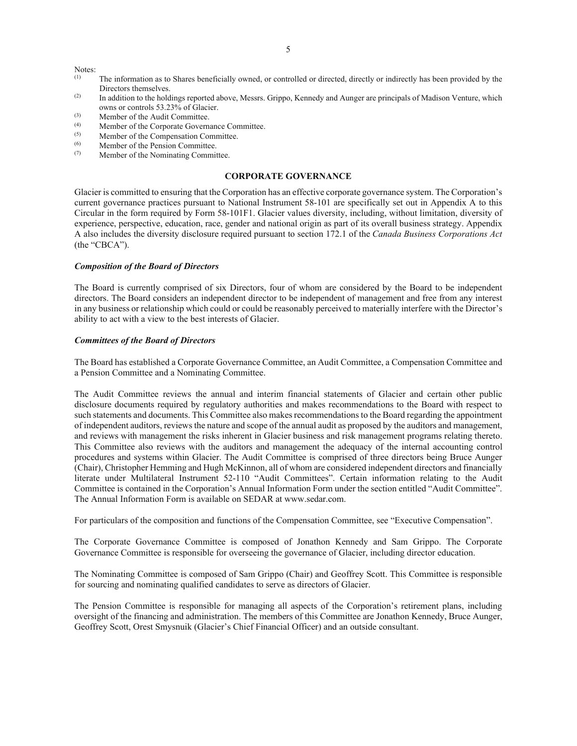Notes:

(1) The information as to Shares beneficially owned, or controlled or directed, directly or indirectly has been provided by the Directors themselves.
(2) In addition to the holdings reported above, Messrs. Grippo, Kennedy and Aunger are principals of Madison Venture, which owns or controls 53.23% of Glacier.
(3) Member of the Audit Committee.
(4) Member of the Corporate Governance Committee.
(5) Member of the Compensation Committee.
(6) Member of the Pension Committee.
(7) Member of the Nominating Committee.

## CORPORATE GOVERNANCE

Glacier is committed to ensuring that the Corporation has an effective corporate governance system. The Corporation's current governance practices pursuant to National Instrument 58-101 are specifically set out in Appendix A to this Circular in the form required by Form 58-101F1. Glacier values diversity, including, without limitation, diversity of experience, perspective, education, race, gender and national origin as part of its overall business strategy. Appendix A also includes the diversity disclosure required pursuant to section 172.1 of the *Canada Business Corporations Act* (the "CBCA").

### *Composition of the Board of Directors*

The Board is currently comprised of six Directors, four of whom are considered by the Board to be independent directors. The Board considers an independent director to be independent of management and free from any interest in any business or relationship which could or could be reasonably perceived to materially interfere with the Director's ability to act with a view to the best interests of Glacier.

### *Committees of the Board of Directors*

The Board has established a Corporate Governance Committee, an Audit Committee, a Compensation Committee and a Pension Committee and a Nominating Committee.

The Audit Committee reviews the annual and interim financial statements of Glacier and certain other public disclosure documents required by regulatory authorities and makes recommendations to the Board with respect to such statements and documents. This Committee also makes recommendations to the Board regarding the appointment of independent auditors, reviews the nature and scope of the annual audit as proposed by the auditors and management, and reviews with management the risks inherent in Glacier business and risk management programs relating thereto. This Committee also reviews with the auditors and management the adequacy of the internal accounting control procedures and systems within Glacier. The Audit Committee is comprised of three directors being Bruce Aunger (Chair), Christopher Hemming and Hugh McKinnon, all of whom are considered independent directors and financially literate under Multilateral Instrument 52-110 "Audit Committees". Certain information relating to the Audit Committee is contained in the Corporation's Annual Information Form under the section entitled "Audit Committee". The Annual Information Form is available on SEDAR at www.sedar.com.

For particulars of the composition and functions of the Compensation Committee, see "Executive Compensation".

The Corporate Governance Committee is composed of Jonathon Kennedy and Sam Grippo. The Corporate Governance Committee is responsible for overseeing the governance of Glacier, including director education.

The Nominating Committee is composed of Sam Grippo (Chair) and Geoffrey Scott. This Committee is responsible for sourcing and nominating qualified candidates to serve as directors of Glacier.

The Pension Committee is responsible for managing all aspects of the Corporation's retirement plans, including oversight of the financing and administration. The members of this Committee are Jonathon Kennedy, Bruce Aunger, Geoffrey Scott, Orest Smysnuik (Glacier's Chief Financial Officer) and an outside consultant.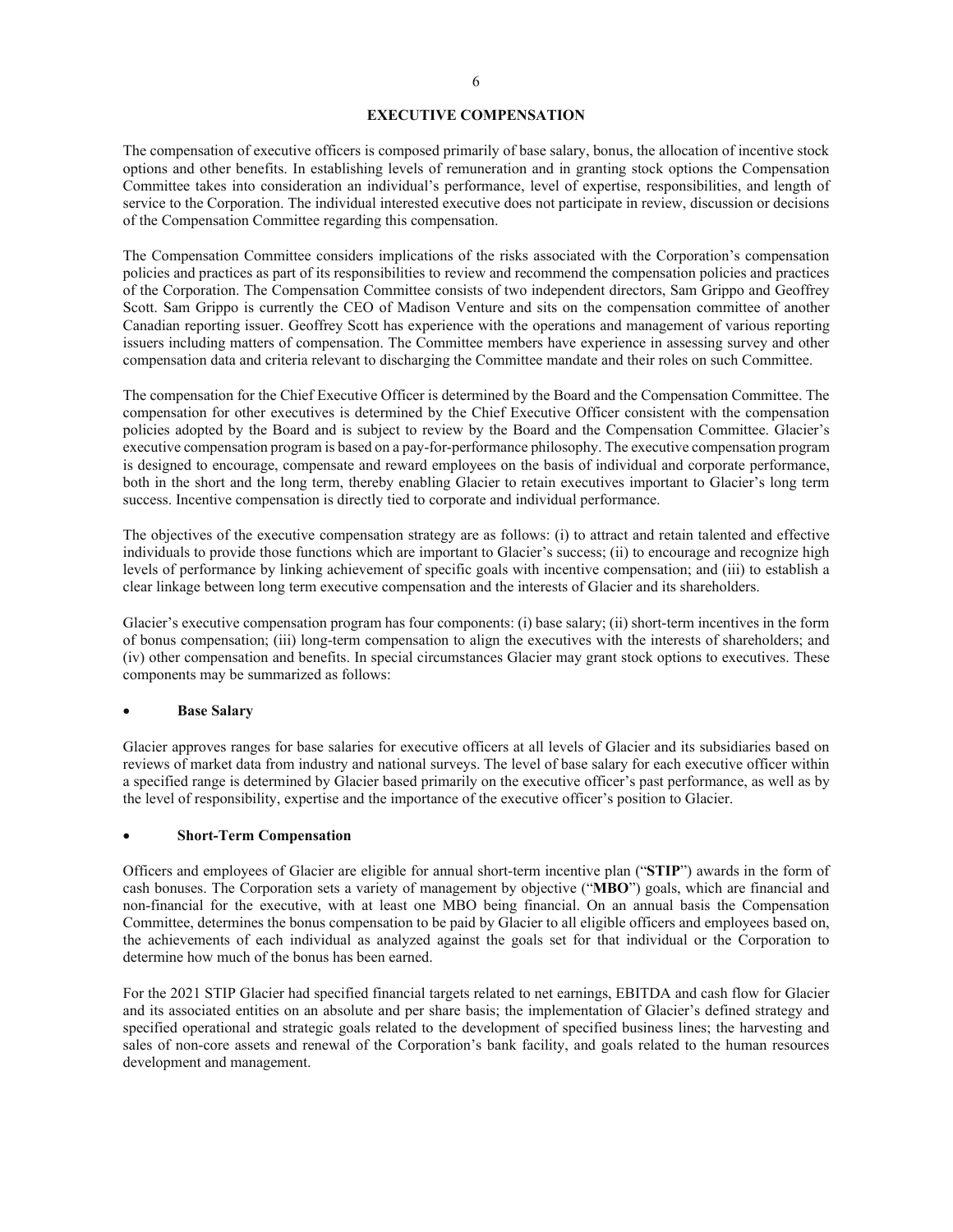# EXECUTIVE COMPENSATION

The compensation of executive officers is composed primarily of base salary, bonus, the allocation of incentive stock options and other benefits. In establishing levels of remuneration and in granting stock options the Compensation Committee takes into consideration an individual's performance, level of expertise, responsibilities, and length of service to the Corporation. The individual interested executive does not participate in review, discussion or decisions of the Compensation Committee regarding this compensation.

The Compensation Committee considers implications of the risks associated with the Corporation's compensation policies and practices as part of its responsibilities to review and recommend the compensation policies and practices of the Corporation. The Compensation Committee consists of two independent directors, Sam Grippo and Geoffrey Scott. Sam Grippo is currently the CEO of Madison Venture and sits on the compensation committee of another Canadian reporting issuer. Geoffrey Scott has experience with the operations and management of various reporting issuers including matters of compensation. The Committee members have experience in assessing survey and other compensation data and criteria relevant to discharging the Committee mandate and their roles on such Committee.

The compensation for the Chief Executive Officer is determined by the Board and the Compensation Committee. The compensation for other executives is determined by the Chief Executive Officer consistent with the compensation policies adopted by the Board and is subject to review by the Board and the Compensation Committee. Glacier's executive compensation program is based on a pay-for-performance philosophy. The executive compensation program is designed to encourage, compensate and reward employees on the basis of individual and corporate performance, both in the short and the long term, thereby enabling Glacier to retain executives important to Glacier's long term success. Incentive compensation is directly tied to corporate and individual performance.

The objectives of the executive compensation strategy are as follows: (i) to attract and retain talented and effective individuals to provide those functions which are important to Glacier's success; (ii) to encourage and recognize high levels of performance by linking achievement of specific goals with incentive compensation; and (iii) to establish a clear linkage between long term executive compensation and the interests of Glacier and its shareholders.

Glacier's executive compensation program has four components: (i) base salary; (ii) short-term incentives in the form of bonus compensation; (iii) long-term compensation to align the executives with the interests of shareholders; and (iv) other compensation and benefits. In special circumstances Glacier may grant stock options to executives. These components may be summarized as follows:

- **Base Salary**

Glacier approves ranges for base salaries for executive officers at all levels of Glacier and its subsidiaries based on reviews of market data from industry and national surveys. The level of base salary for each executive officer within a specified range is determined by Glacier based primarily on the executive officer's past performance, as well as by the level of responsibility, expertise and the importance of the executive officer's position to Glacier.

- **Short-Term Compensation**

Officers and employees of Glacier are eligible for annual short-term incentive plan ("**STIP**") awards in the form of cash bonuses. The Corporation sets a variety of management by objective ("**MBO**") goals, which are financial and non-financial for the executive, with at least one MBO being financial. On an annual basis the Compensation Committee, determines the bonus compensation to be paid by Glacier to all eligible officers and employees based on, the achievements of each individual as analyzed against the goals set for that individual or the Corporation to determine how much of the bonus has been earned.

For the 2021 STIP Glacier had specified financial targets related to net earnings, EBITDA and cash flow for Glacier and its associated entities on an absolute and per share basis; the implementation of Glacier's defined strategy and specified operational and strategic goals related to the development of specified business lines; the harvesting and sales of non-core assets and renewal of the Corporation's bank facility, and goals related to the human resources development and management.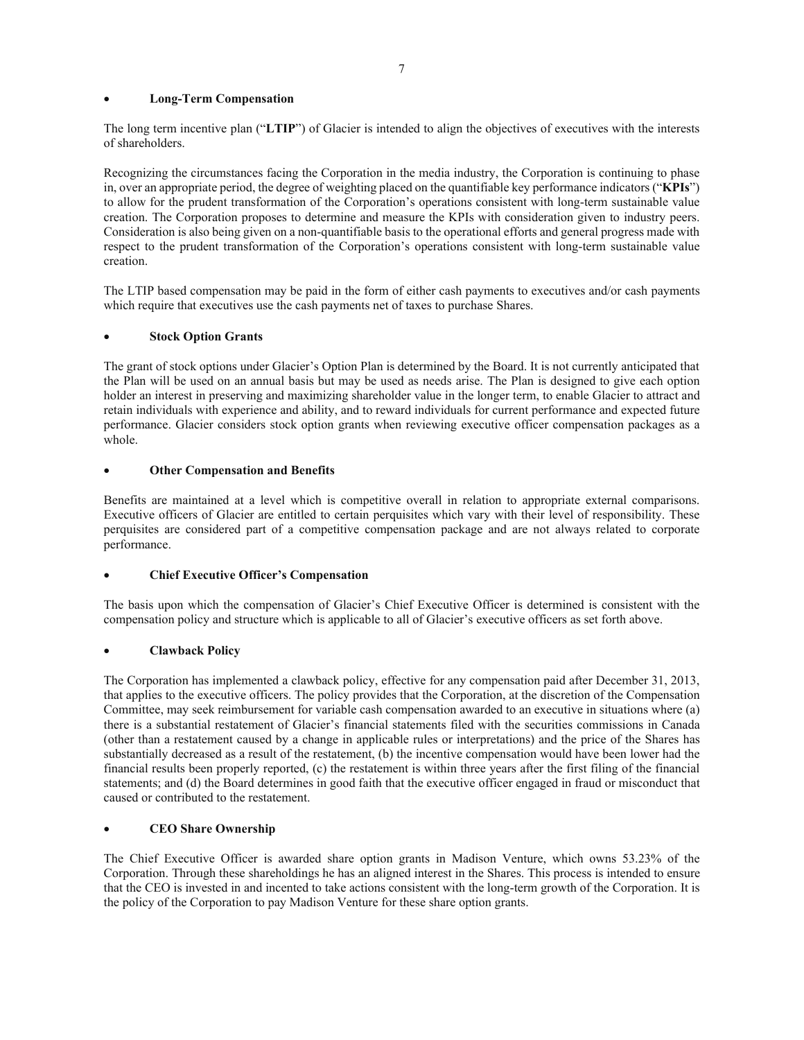- **Long-Term Compensation**

The long term incentive plan ("**LTIP**") of Glacier is intended to align the objectives of executives with the interests of shareholders.

Recognizing the circumstances facing the Corporation in the media industry, the Corporation is continuing to phase in, over an appropriate period, the degree of weighting placed on the quantifiable key performance indicators ("**KPIs**") to allow for the prudent transformation of the Corporation's operations consistent with long-term sustainable value creation. The Corporation proposes to determine and measure the KPIs with consideration given to industry peers. Consideration is also being given on a non-quantifiable basis to the operational efforts and general progress made with respect to the prudent transformation of the Corporation's operations consistent with long-term sustainable value creation.

The LTIP based compensation may be paid in the form of either cash payments to executives and/or cash payments which require that executives use the cash payments net of taxes to purchase Shares.

- **Stock Option Grants**

The grant of stock options under Glacier's Option Plan is determined by the Board. It is not currently anticipated that the Plan will be used on an annual basis but may be used as needs arise. The Plan is designed to give each option holder an interest in preserving and maximizing shareholder value in the longer term, to enable Glacier to attract and retain individuals with experience and ability, and to reward individuals for current performance and expected future performance. Glacier considers stock option grants when reviewing executive officer compensation packages as a whole.

- **Other Compensation and Benefits**

Benefits are maintained at a level which is competitive overall in relation to appropriate external comparisons. Executive officers of Glacier are entitled to certain perquisites which vary with their level of responsibility. These perquisites are considered part of a competitive compensation package and are not always related to corporate performance.

- **Chief Executive Officer's Compensation**

The basis upon which the compensation of Glacier's Chief Executive Officer is determined is consistent with the compensation policy and structure which is applicable to all of Glacier's executive officers as set forth above.

- **Clawback Policy**

The Corporation has implemented a clawback policy, effective for any compensation paid after December 31, 2013, that applies to the executive officers. The policy provides that the Corporation, at the discretion of the Compensation Committee, may seek reimbursement for variable cash compensation awarded to an executive in situations where (a) there is a substantial restatement of Glacier's financial statements filed with the securities commissions in Canada (other than a restatement caused by a change in applicable rules or interpretations) and the price of the Shares has substantially decreased as a result of the restatement, (b) the incentive compensation would have been lower had the financial results been properly reported, (c) the restatement is within three years after the first filing of the financial statements; and (d) the Board determines in good faith that the executive officer engaged in fraud or misconduct that caused or contributed to the restatement.

- **CEO Share Ownership**

The Chief Executive Officer is awarded share option grants in Madison Venture, which owns 53.23% of the Corporation. Through these shareholdings he has an aligned interest in the Shares. This process is intended to ensure that the CEO is invested in and incented to take actions consistent with the long-term growth of the Corporation. It is the policy of the Corporation to pay Madison Venture for these share option grants.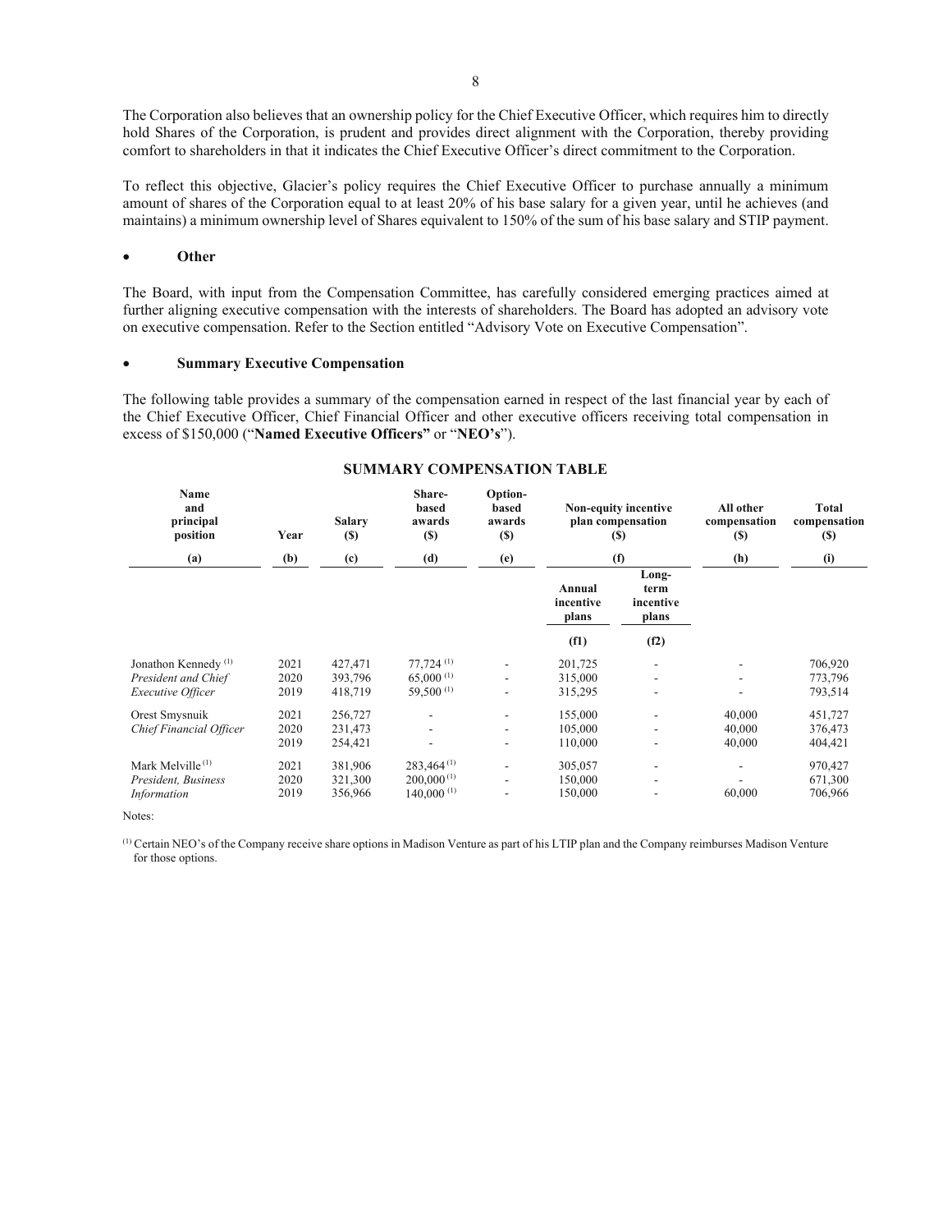The Corporation also believes that an ownership policy for the Chief Executive Officer, which requires him to directly hold Shares of the Corporation, is prudent and provides direct alignment with the Corporation, thereby providing comfort to shareholders in that it indicates the Chief Executive Officer's direct commitment to the Corporation.

To reflect this objective, Glacier's policy requires the Chief Executive Officer to purchase annually a minimum amount of shares of the Corporation equal to at least 20% of his base salary for a given year, until he achieves (and maintains) a minimum ownership level of Shares equivalent to 150% of the sum of his base salary and STIP payment.

- **Other**

The Board, with input from the Compensation Committee, has carefully considered emerging practices aimed at further aligning executive compensation with the interests of shareholders. The Board has adopted an advisory vote on executive compensation. Refer to the Section entitled "Advisory Vote on Executive Compensation".

- **Summary Executive Compensation**

The following table provides a summary of the compensation earned in respect of the last financial year by each of the Chief Executive Officer, Chief Financial Officer and other executive officers receiving total compensation in excess of $150,000 ("**Named Executive Officers**" or "**NEO's**").

**SUMMARY COMPENSATION TABLE**

| Name and principal position | Year | Salary ($) | Share-based awards ($) | Option-based awards ($) | Non-equity incentive plan compensation ($) | | All other compensation ($) | Total compensation ($) |
|---|---|---|---|---|---|---|---|---|
| (a) | (b) | (c) | (d) | (e) | (f) | | (h) | (i) |
| | | | | | Annual incentive plans | Long-term incentive plans | | |
| | | | | | (f1) | (f2) | | |
| Jonathon Kennedy [1] | 2021 | 427,471 | 77,724 [1] | - | 201,725 | - | - | 706,920 |
| *President and Chief* | 2020 | 393,796 | 65,000 [1] | - | 315,000 | - | - | 773,796 |
| *Executive Officer* | 2019 | 418,719 | 59,500 [1] | - | 315,295 | - | - | 793,514 |
| Orest Smysnuik | 2021 | 256,727 | - | - | 155,000 | - | 40,000 | 451,727 |
| *Chief Financial Officer* | 2020 | 231,473 | - | - | 105,000 | - | 40,000 | 376,473 |
| | 2019 | 254,421 | - | - | 110,000 | - | 40,000 | 404,421 |
| Mark Melville [1] | 2021 | 381,906 | 283,464 [1] | - | 305,057 | - | - | 970,427 |
| *President, Business* | 2020 | 321,300 | 200,000 [1] | - | 150,000 | - | - | 671,300 |
| *Information* | 2019 | 356,966 | 140,000 [1] | - | 150,000 | - | 60,000 | 706,966 |

Notes:

[1] Certain NEO's of the Company receive share options in Madison Venture as part of his LTIP plan and the Company reimburses Madison Venture for those options.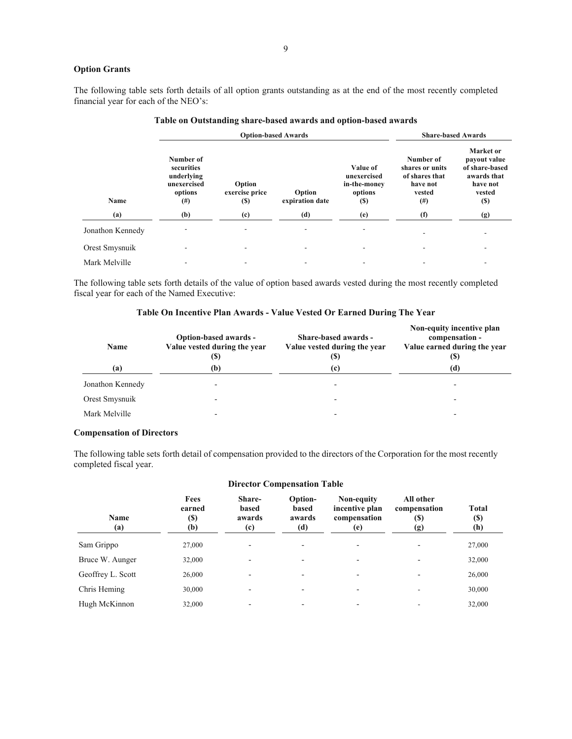**Option Grants**

The following table sets forth details of all option grants outstanding as at the end of the most recently completed financial year for each of the NEO's:

**Table on Outstanding share-based awards and option-based awards**

| | Option-based Awards | | | | Share-based Awards | |
|---|---|---|---|---|---|---|
| Name | Number of securities underlying unexercised options (#) | Option exercise price ($) | Option expiration date | Value of unexercised in-the-money options ($) | Number of shares or units of shares that have not vested (#) | Market or payout value of share-based awards that have not vested ($) |
| (a) | (b) | (c) | (d) | (e) | (f) | (g) |
| Jonathon Kennedy | - | - | - | - | - | - |
| Orest Smysnuik | - | - | - | - | - | - |
| Mark Melville | - | - | - | - | - | - |

The following table sets forth details of the value of option based awards vested during the most recently completed fiscal year for each of the Named Executive:

**Table On Incentive Plan Awards - Value Vested Or Earned During The Year**

| Name | Option-based awards - Value vested during the year ($) | Share-based awards - Value vested during the year ($) | Non-equity incentive plan compensation - Value earned during the year ($) |
|---|---|---|---|
| (a) | (b) | (c) | (d) |
| Jonathon Kennedy | - | - | - |
| Orest Smysnuik | - | - | - |
| Mark Melville | - | - | - |

**Compensation of Directors**

The following table sets forth detail of compensation provided to the directors of the Corporation for the most recently completed fiscal year.

**Director Compensation Table**

| Name (a) | Fees earned ($) (b) | Share-based awards (c) | Option-based awards (d) | Non-equity incentive plan compensation (e) | All other compensation ($) (g) | Total ($) (h) |
|---|---|---|---|---|---|---|
| Sam Grippo | 27,000 | - | - | - | - | 27,000 |
| Bruce W. Aunger | 32,000 | - | - | - | - | 32,000 |
| Geoffrey L. Scott | 26,000 | - | - | - | - | 26,000 |
| Chris Heming | 30,000 | - | - | - | - | 30,000 |
| Hugh McKinnon | 32,000 | - | - | - | - | 32,000 |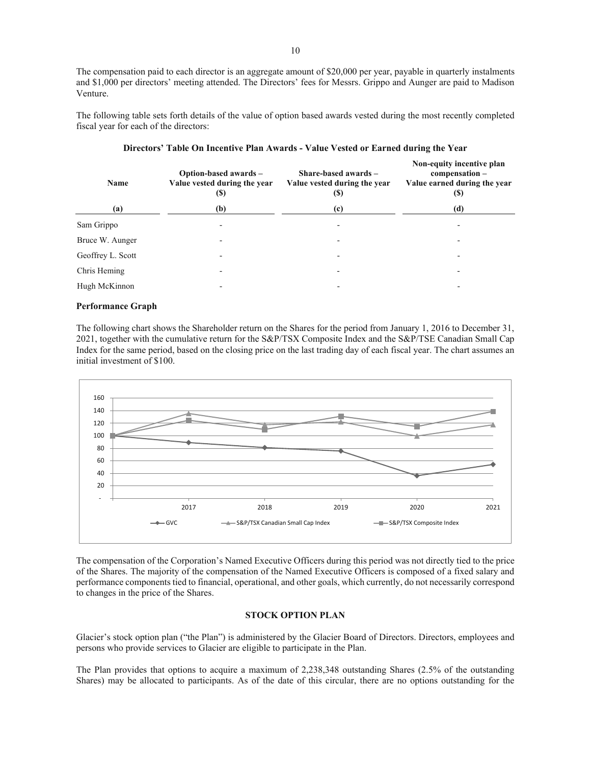The compensation paid to each director is an aggregate amount of $20,000 per year, payable in quarterly instalments and $1,000 per directors' meeting attended. The Directors' fees for Messrs. Grippo and Aunger are paid to Madison Venture.

The following table sets forth details of the value of option based awards vested during the most recently completed fiscal year for each of the directors:

**Directors' Table On Incentive Plan Awards - Value Vested or Earned during the Year**

| Name | Option-based awards – Value vested during the year ($) | Share-based awards – Value vested during the year ($) | Non-equity incentive plan compensation – Value earned during the year ($) |
|---|---|---|---|
| (a) | (b) | (c) | (d) |
| Sam Grippo | - | - | - |
| Bruce W. Aunger | - | - | - |
| Geoffrey L. Scott | - | - | - |
| Chris Heming | - | - | - |
| Hugh McKinnon | - | - | - |

**Performance Graph**

The following chart shows the Shareholder return on the Shares for the period from January 1, 2016 to December 31, 2021, together with the cumulative return for the S&P/TSX Composite Index and the S&P/TSE Canadian Small Cap Index for the same period, based on the closing price on the last trading day of each fiscal year. The chart assumes an initial investment of $100.

The compensation of the Corporation's Named Executive Officers during this period was not directly tied to the price of the Shares. The majority of the compensation of the Named Executive Officers is composed of a fixed salary and performance components tied to financial, operational, and other goals, which currently, do not necessarily correspond to changes in the price of the Shares.

## STOCK OPTION PLAN

Glacier's stock option plan ("the Plan") is administered by the Glacier Board of Directors. Directors, employees and persons who provide services to Glacier are eligible to participate in the Plan.

The Plan provides that options to acquire a maximum of 2,238,348 outstanding Shares (2.5% of the outstanding Shares) may be allocated to participants. As of the date of this circular, there are no options outstanding for the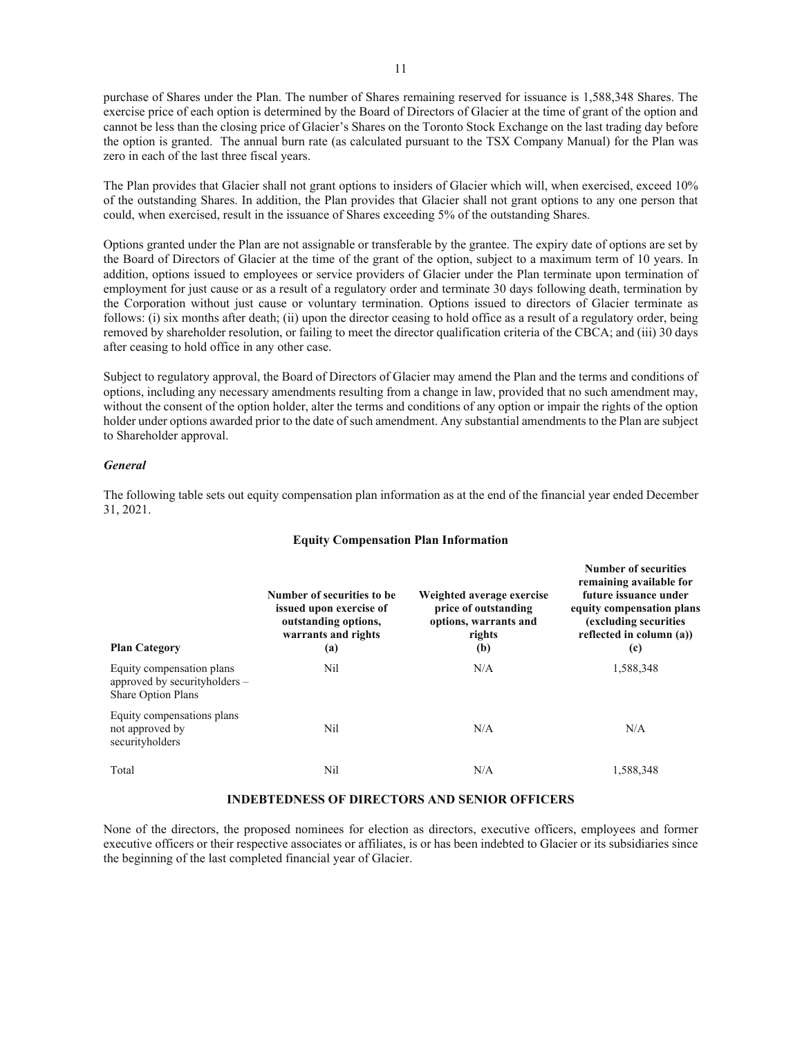purchase of Shares under the Plan. The number of Shares remaining reserved for issuance is 1,588,348 Shares. The exercise price of each option is determined by the Board of Directors of Glacier at the time of grant of the option and cannot be less than the closing price of Glacier's Shares on the Toronto Stock Exchange on the last trading day before the option is granted. The annual burn rate (as calculated pursuant to the TSX Company Manual) for the Plan was zero in each of the last three fiscal years.

The Plan provides that Glacier shall not grant options to insiders of Glacier which will, when exercised, exceed 10% of the outstanding Shares. In addition, the Plan provides that Glacier shall not grant options to any one person that could, when exercised, result in the issuance of Shares exceeding 5% of the outstanding Shares.

Options granted under the Plan are not assignable or transferable by the grantee. The expiry date of options are set by the Board of Directors of Glacier at the time of the grant of the option, subject to a maximum term of 10 years. In addition, options issued to employees or service providers of Glacier under the Plan terminate upon termination of employment for just cause or as a result of a regulatory order and terminate 30 days following death, termination by the Corporation without just cause or voluntary termination. Options issued to directors of Glacier terminate as follows: (i) six months after death; (ii) upon the director ceasing to hold office as a result of a regulatory order, being removed by shareholder resolution, or failing to meet the director qualification criteria of the CBCA; and (iii) 30 days after ceasing to hold office in any other case.

Subject to regulatory approval, the Board of Directors of Glacier may amend the Plan and the terms and conditions of options, including any necessary amendments resulting from a change in law, provided that no such amendment may, without the consent of the option holder, alter the terms and conditions of any option or impair the rights of the option holder under options awarded prior to the date of such amendment. Any substantial amendments to the Plan are subject to Shareholder approval.

### *General*

The following table sets out equity compensation plan information as at the end of the financial year ended December 31, 2021.

**Equity Compensation Plan Information**

| Plan Category | Number of securities to be issued upon exercise of outstanding options, warrants and rights (a) | Weighted average exercise price of outstanding options, warrants and rights (b) | Number of securities remaining available for future issuance under equity compensation plans (excluding securities reflected in column (a)) (c) |
|---|---|---|---|
| Equity compensation plans approved by securityholders – Share Option Plans | Nil | N/A | 1,588,348 |
| Equity compensations plans not approved by securityholders | Nil | N/A | N/A |
| Total | Nil | N/A | 1,588,348 |

## INDEBTEDNESS OF DIRECTORS AND SENIOR OFFICERS

None of the directors, the proposed nominees for election as directors, executive officers, employees and former executive officers or their respective associates or affiliates, is or has been indebted to Glacier or its subsidiaries since the beginning of the last completed financial year of Glacier.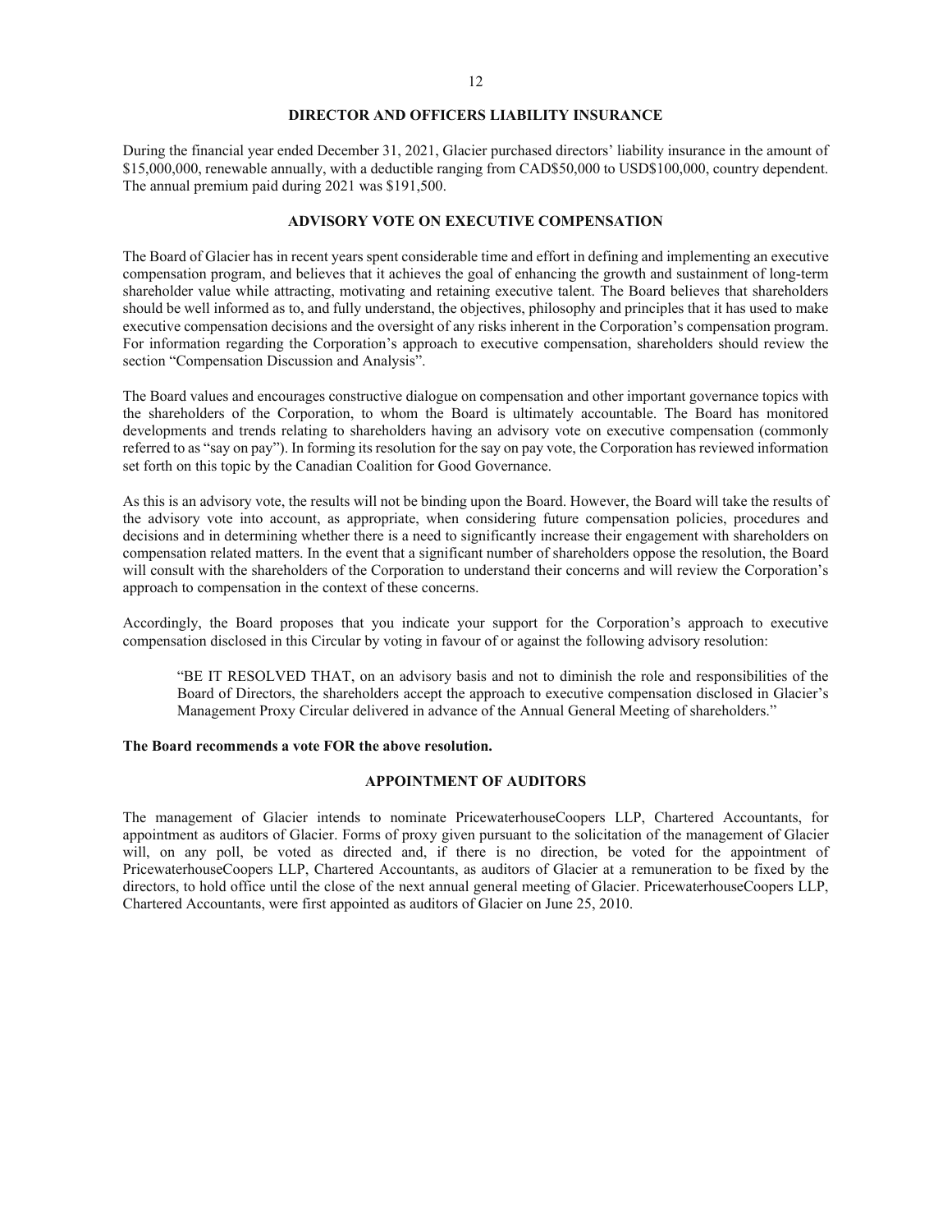## DIRECTOR AND OFFICERS LIABILITY INSURANCE

During the financial year ended December 31, 2021, Glacier purchased directors' liability insurance in the amount of $15,000,000, renewable annually, with a deductible ranging from CAD$50,000 to USD$100,000, country dependent. The annual premium paid during 2021 was $191,500.

## ADVISORY VOTE ON EXECUTIVE COMPENSATION

The Board of Glacier has in recent years spent considerable time and effort in defining and implementing an executive compensation program, and believes that it achieves the goal of enhancing the growth and sustainment of long-term shareholder value while attracting, motivating and retaining executive talent. The Board believes that shareholders should be well informed as to, and fully understand, the objectives, philosophy and principles that it has used to make executive compensation decisions and the oversight of any risks inherent in the Corporation's compensation program. For information regarding the Corporation's approach to executive compensation, shareholders should review the section "Compensation Discussion and Analysis".

The Board values and encourages constructive dialogue on compensation and other important governance topics with the shareholders of the Corporation, to whom the Board is ultimately accountable. The Board has monitored developments and trends relating to shareholders having an advisory vote on executive compensation (commonly referred to as "say on pay"). In forming its resolution for the say on pay vote, the Corporation has reviewed information set forth on this topic by the Canadian Coalition for Good Governance.

As this is an advisory vote, the results will not be binding upon the Board. However, the Board will take the results of the advisory vote into account, as appropriate, when considering future compensation policies, procedures and decisions and in determining whether there is a need to significantly increase their engagement with shareholders on compensation related matters. In the event that a significant number of shareholders oppose the resolution, the Board will consult with the shareholders of the Corporation to understand their concerns and will review the Corporation's approach to compensation in the context of these concerns.

Accordingly, the Board proposes that you indicate your support for the Corporation's approach to executive compensation disclosed in this Circular by voting in favour of or against the following advisory resolution:

> "BE IT RESOLVED THAT, on an advisory basis and not to diminish the role and responsibilities of the Board of Directors, the shareholders accept the approach to executive compensation disclosed in Glacier's Management Proxy Circular delivered in advance of the Annual General Meeting of shareholders."

**The Board recommends a vote FOR the above resolution.**

## APPOINTMENT OF AUDITORS

The management of Glacier intends to nominate PricewaterhouseCoopers LLP, Chartered Accountants, for appointment as auditors of Glacier. Forms of proxy given pursuant to the solicitation of the management of Glacier will, on any poll, be voted as directed and, if there is no direction, be voted for the appointment of PricewaterhouseCoopers LLP, Chartered Accountants, as auditors of Glacier at a remuneration to be fixed by the directors, to hold office until the close of the next annual general meeting of Glacier. PricewaterhouseCoopers LLP, Chartered Accountants, were first appointed as auditors of Glacier on June 25, 2010.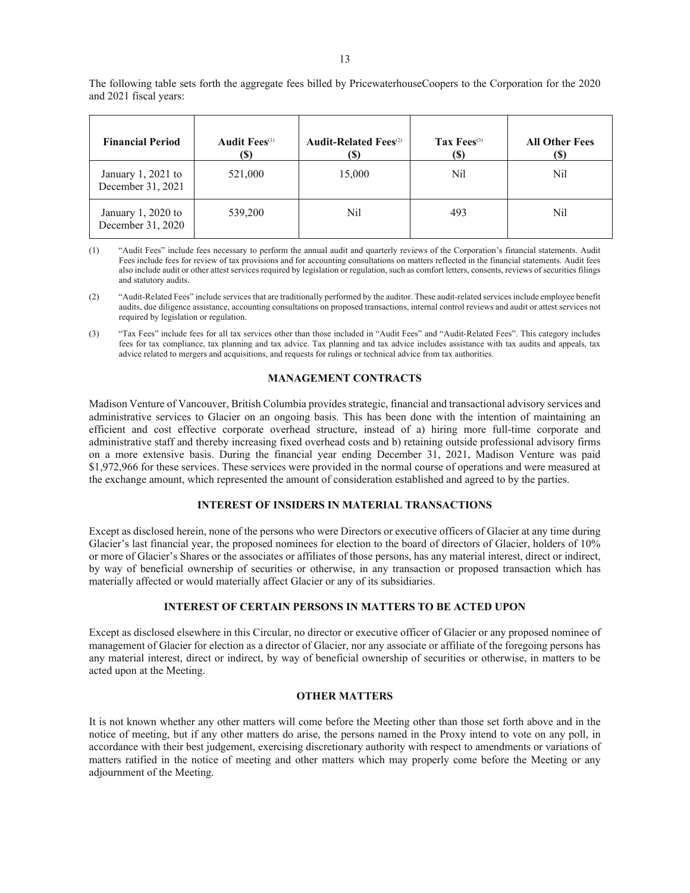The following table sets forth the aggregate fees billed by PricewaterhouseCoopers to the Corporation for the 2020 and 2021 fiscal years:

| Financial Period | Audit Fees[(1)] ($) | Audit-Related Fees[(2)] ($) | Tax Fees[(3)] ($) | All Other Fees ($) |
|---|---|---|---|---|
| January 1, 2021 to December 31, 2021 | 521,000 | 15,000 | Nil | Nil |
| January 1, 2020 to December 31, 2020 | 539,200 | Nil | 493 | Nil |

(1) "Audit Fees" include fees necessary to perform the annual audit and quarterly reviews of the Corporation's financial statements. Audit Fees include fees for review of tax provisions and for accounting consultations on matters reflected in the financial statements. Audit fees also include audit or other attest services required by legislation or regulation, such as comfort letters, consents, reviews of securities filings and statutory audits.

(2) "Audit-Related Fees" include services that are traditionally performed by the auditor. These audit-related services include employee benefit audits, due diligence assistance, accounting consultations on proposed transactions, internal control reviews and audit or attest services not required by legislation or regulation.

(3) "Tax Fees" include fees for all tax services other than those included in "Audit Fees" and "Audit-Related Fees". This category includes fees for tax compliance, tax planning and tax advice. Tax planning and tax advice includes assistance with tax audits and appeals, tax advice related to mergers and acquisitions, and requests for rulings or technical advice from tax authorities.

## MANAGEMENT CONTRACTS

Madison Venture of Vancouver, British Columbia provides strategic, financial and transactional advisory services and administrative services to Glacier on an ongoing basis. This has been done with the intention of maintaining an efficient and cost effective corporate overhead structure, instead of a) hiring more full-time corporate and administrative staff and thereby increasing fixed overhead costs and b) retaining outside professional advisory firms on a more extensive basis. During the financial year ending December 31, 2021, Madison Venture was paid $1,972,966 for these services. These services were provided in the normal course of operations and were measured at the exchange amount, which represented the amount of consideration established and agreed to by the parties.

## INTEREST OF INSIDERS IN MATERIAL TRANSACTIONS

Except as disclosed herein, none of the persons who were Directors or executive officers of Glacier at any time during Glacier's last financial year, the proposed nominees for election to the board of directors of Glacier, holders of 10% or more of Glacier's Shares or the associates or affiliates of those persons, has any material interest, direct or indirect, by way of beneficial ownership of securities or otherwise, in any transaction or proposed transaction which has materially affected or would materially affect Glacier or any of its subsidiaries.

## INTEREST OF CERTAIN PERSONS IN MATTERS TO BE ACTED UPON

Except as disclosed elsewhere in this Circular, no director or executive officer of Glacier or any proposed nominee of management of Glacier for election as a director of Glacier, nor any associate or affiliate of the foregoing persons has any material interest, direct or indirect, by way of beneficial ownership of securities or otherwise, in matters to be acted upon at the Meeting.

## OTHER MATTERS

It is not known whether any other matters will come before the Meeting other than those set forth above and in the notice of meeting, but if any other matters do arise, the persons named in the Proxy intend to vote on any poll, in accordance with their best judgement, exercising discretionary authority with respect to amendments or variations of matters ratified in the notice of meeting and other matters which may properly come before the Meeting or any adjournment of the Meeting.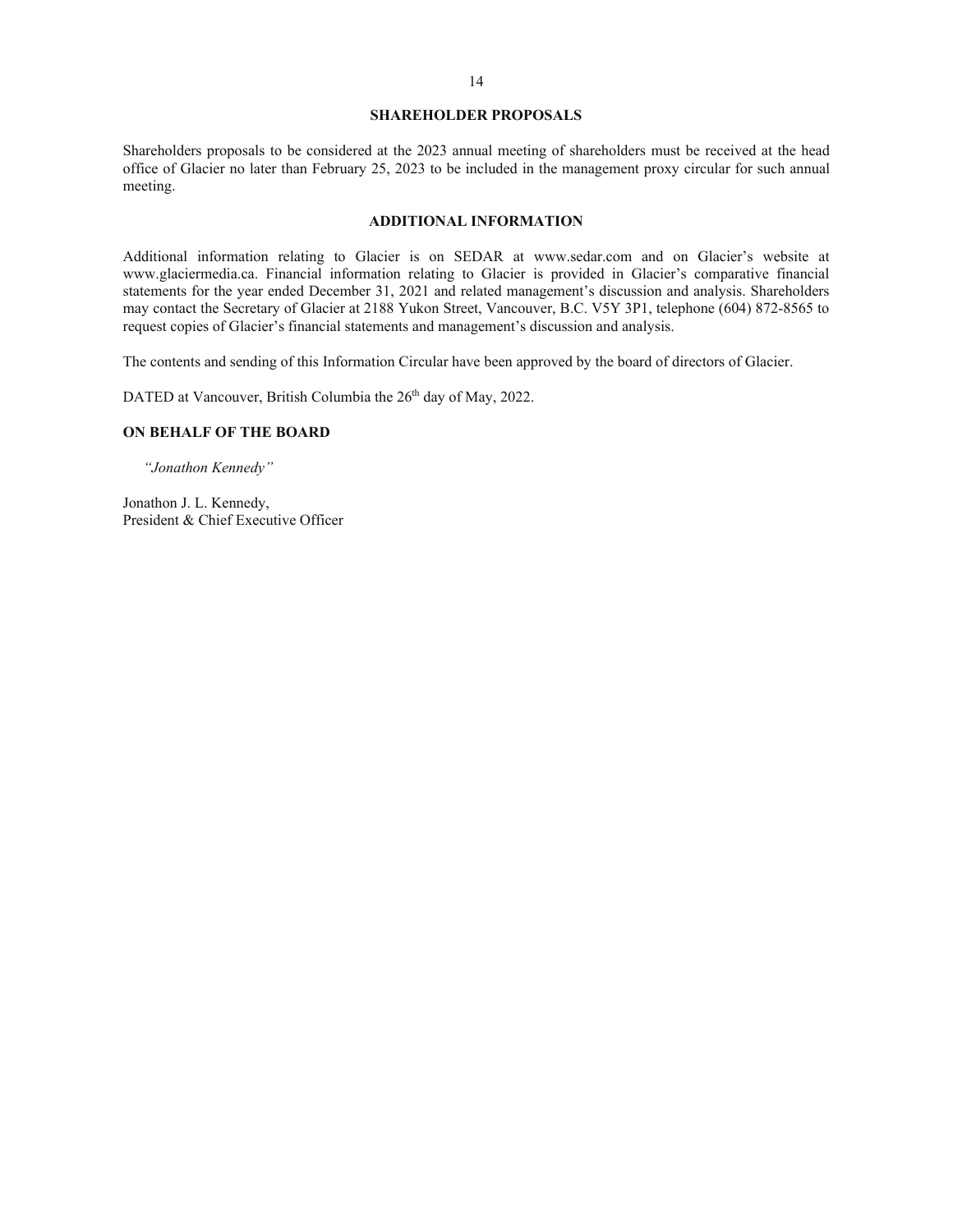## SHAREHOLDER PROPOSALS

Shareholders proposals to be considered at the 2023 annual meeting of shareholders must be received at the head office of Glacier no later than February 25, 2023 to be included in the management proxy circular for such annual meeting.

## ADDITIONAL INFORMATION

Additional information relating to Glacier is on SEDAR at www.sedar.com and on Glacier's website at www.glaciermedia.ca. Financial information relating to Glacier is provided in Glacier's comparative financial statements for the year ended December 31, 2021 and related management's discussion and analysis. Shareholders may contact the Secretary of Glacier at 2188 Yukon Street, Vancouver, B.C. V5Y 3P1, telephone (604) 872-8565 to request copies of Glacier's financial statements and management's discussion and analysis.

The contents and sending of this Information Circular have been approved by the board of directors of Glacier.

DATED at Vancouver, British Columbia the 26th day of May, 2022.

**ON BEHALF OF THE BOARD**

*"Jonathon Kennedy"*

Jonathon J. L. Kennedy,
President & Chief Executive Officer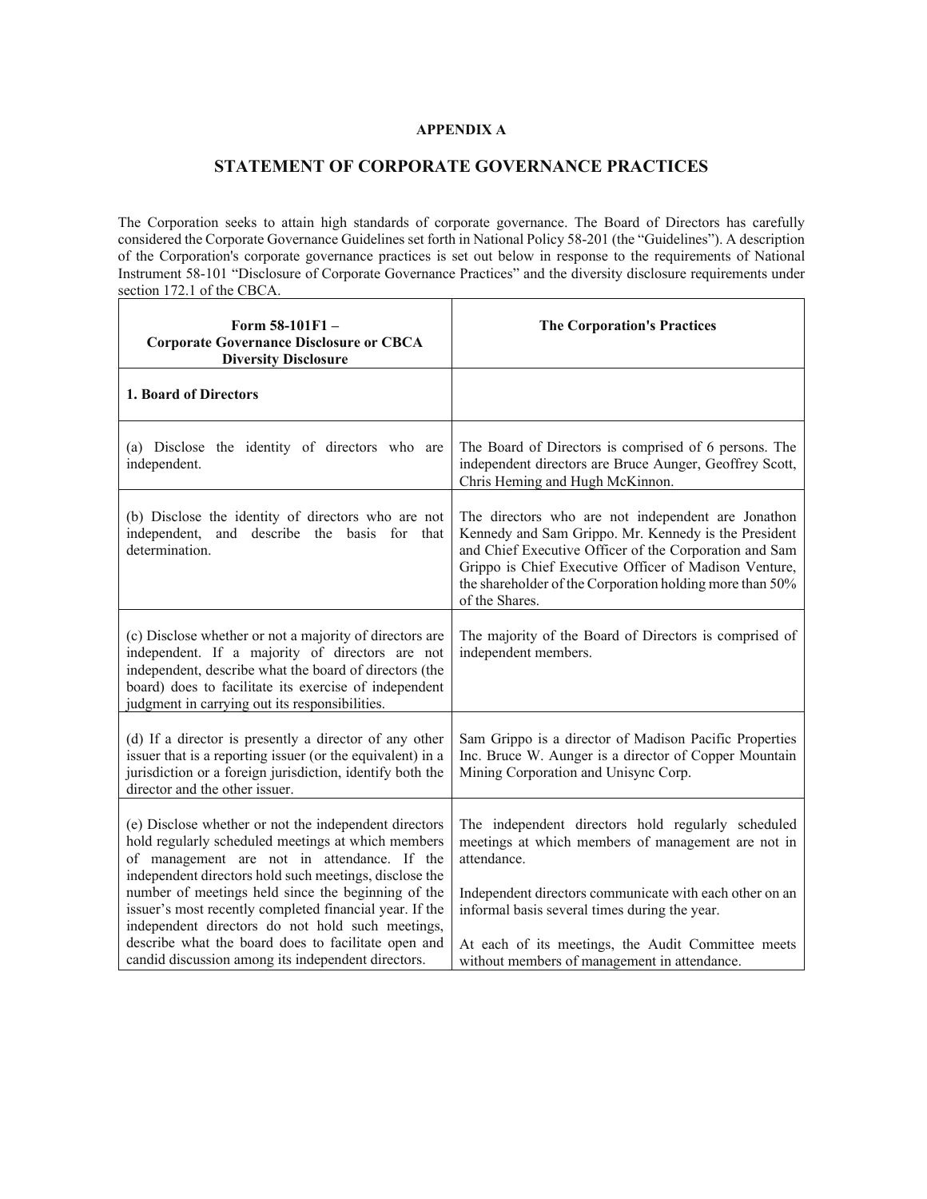**APPENDIX A**

## STATEMENT OF CORPORATE GOVERNANCE PRACTICES

The Corporation seeks to attain high standards of corporate governance. The Board of Directors has carefully considered the Corporate Governance Guidelines set forth in National Policy 58-201 (the "Guidelines"). A description of the Corporation's corporate governance practices is set out below in response to the requirements of National Instrument 58-101 "Disclosure of Corporate Governance Practices" and the diversity disclosure requirements under section 172.1 of the CBCA.

| **Form 58-101F1 – Corporate Governance Disclosure or CBCA Diversity Disclosure** | **The Corporation's Practices** |
|---|---|
| **1. Board of Directors** | |
| (a) Disclose the identity of directors who are independent. | The Board of Directors is comprised of 6 persons. The independent directors are Bruce Aunger, Geoffrey Scott, Chris Heming and Hugh McKinnon. |
| (b) Disclose the identity of directors who are not independent, and describe the basis for that determination. | The directors who are not independent are Jonathon Kennedy and Sam Grippo. Mr. Kennedy is the President and Chief Executive Officer of the Corporation and Sam Grippo is Chief Executive Officer of Madison Venture, the shareholder of the Corporation holding more than 50% of the Shares. |
| (c) Disclose whether or not a majority of directors are independent. If a majority of directors are not independent, describe what the board of directors (the board) does to facilitate its exercise of independent judgment in carrying out its responsibilities. | The majority of the Board of Directors is comprised of independent members. |
| (d) If a director is presently a director of any other issuer that is a reporting issuer (or the equivalent) in a jurisdiction or a foreign jurisdiction, identify both the director and the other issuer. | Sam Grippo is a director of Madison Pacific Properties Inc. Bruce W. Aunger is a director of Copper Mountain Mining Corporation and Unisync Corp. |
| (e) Disclose whether or not the independent directors hold regularly scheduled meetings at which members of management are not in attendance. If the independent directors hold such meetings, disclose the number of meetings held since the beginning of the issuer's most recently completed financial year. If the independent directors do not hold such meetings, describe what the board does to facilitate open and candid discussion among its independent directors. | The independent directors hold regularly scheduled meetings at which members of management are not in attendance.<br><br>Independent directors communicate with each other on an informal basis several times during the year.<br><br>At each of its meetings, the Audit Committee meets without members of management in attendance. |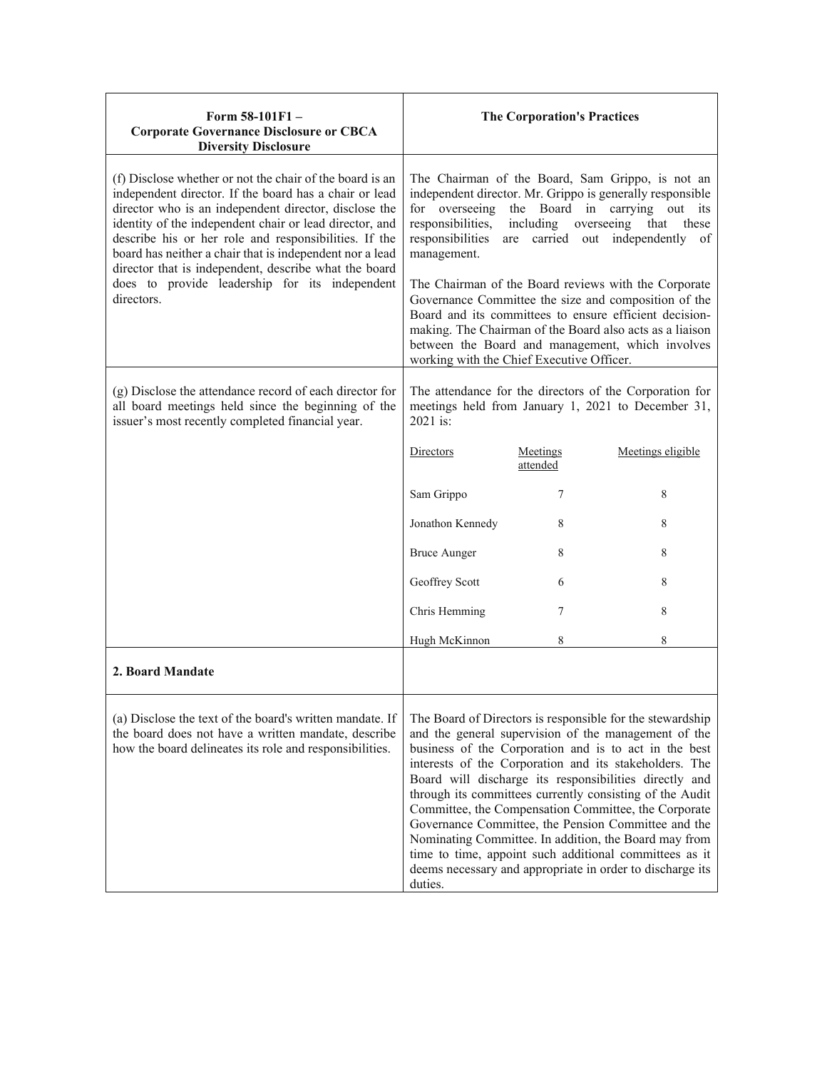| Form 58-101F1 – Corporate Governance Disclosure or CBCA Diversity Disclosure | The Corporation's Practices |
| --- | --- |
| (f) Disclose whether or not the chair of the board is an independent director. If the board has a chair or lead director who is an independent director, disclose the identity of the independent chair or lead director, and describe his or her role and responsibilities. If the board has neither a chair that is independent nor a lead director that is independent, describe what the board does to provide leadership for its independent directors. | The Chairman of the Board, Sam Grippo, is not an independent director. Mr. Grippo is generally responsible for overseeing the Board in carrying out its responsibilities, including overseeing that these responsibilities are carried out independently of management.<br><br>The Chairman of the Board reviews with the Corporate Governance Committee the size and composition of the Board and its committees to ensure efficient decision-making. The Chairman of the Board also acts as a liaison between the Board and management, which involves working with the Chief Executive Officer. |
| (g) Disclose the attendance record of each director for all board meetings held since the beginning of the issuer's most recently completed financial year. | The attendance for the directors of the Corporation for meetings held from January 1, 2021 to December 31, 2021 is:<br><br>Directors — Meetings attended — Meetings eligible<br>Sam Grippo — 7 — 8<br>Jonathon Kennedy — 8 — 8<br>Bruce Aunger — 8 — 8<br>Geoffrey Scott — 6 — 8<br>Chris Hemming — 7 — 8<br>Hugh McKinnon — 8 — 8 |
| **2. Board Mandate** | |
| (a) Disclose the text of the board's written mandate. If the board does not have a written mandate, describe how the board delineates its role and responsibilities. | The Board of Directors is responsible for the stewardship and the general supervision of the management of the business of the Corporation and is to act in the best interests of the Corporation and its stakeholders. The Board will discharge its responsibilities directly and through its committees currently consisting of the Audit Committee, the Compensation Committee, the Corporate Governance Committee, the Pension Committee and the Nominating Committee. In addition, the Board may from time to time, appoint such additional committees as it deems necessary and appropriate in order to discharge its duties. |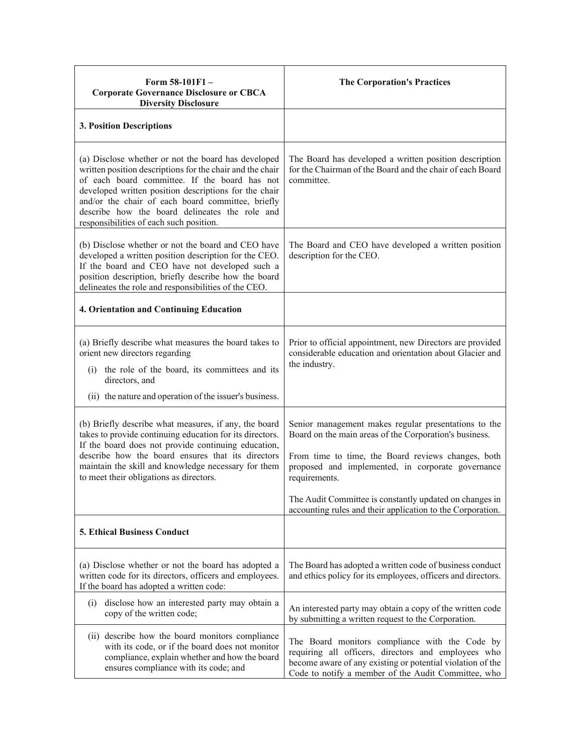| Form 58-101F1 – Corporate Governance Disclosure or CBCA Diversity Disclosure | The Corporation's Practices |
|---|---|
| **3. Position Descriptions** | |
| (a) Disclose whether or not the board has developed written position descriptions for the chair and the chair of each board committee. If the board has not developed written position descriptions for the chair and/or the chair of each board committee, briefly describe how the board delineates the role and responsibilities of each such position. | The Board has developed a written position description for the Chairman of the Board and the chair of each Board committee. |
| (b) Disclose whether or not the board and CEO have developed a written position description for the CEO. If the board and CEO have not developed such a position description, briefly describe how the board delineates the role and responsibilities of the CEO. | The Board and CEO have developed a written position description for the CEO. |
| **4. Orientation and Continuing Education** | |
| (a) Briefly describe what measures the board takes to orient new directors regarding<br>(i) the role of the board, its committees and its directors, and<br>(ii) the nature and operation of the issuer's business. | Prior to official appointment, new Directors are provided considerable education and orientation about Glacier and the industry. |
| (b) Briefly describe what measures, if any, the board takes to provide continuing education for its directors. If the board does not provide continuing education, describe how the board ensures that its directors maintain the skill and knowledge necessary for them to meet their obligations as directors. | Senior management makes regular presentations to the Board on the main areas of the Corporation's business.<br><br>From time to time, the Board reviews changes, both proposed and implemented, in corporate governance requirements.<br><br>The Audit Committee is constantly updated on changes in accounting rules and their application to the Corporation. |
| **5. Ethical Business Conduct** | |
| (a) Disclose whether or not the board has adopted a written code for its directors, officers and employees. If the board has adopted a written code: | The Board has adopted a written code of business conduct and ethics policy for its employees, officers and directors. |
| (i) disclose how an interested party may obtain a copy of the written code; | An interested party may obtain a copy of the written code by submitting a written request to the Corporation. |
| (ii) describe how the board monitors compliance with its code, or if the board does not monitor compliance, explain whether and how the board ensures compliance with its code; and | The Board monitors compliance with the Code by requiring all officers, directors and employees who become aware of any existing or potential violation of the Code to notify a member of the Audit Committee, who |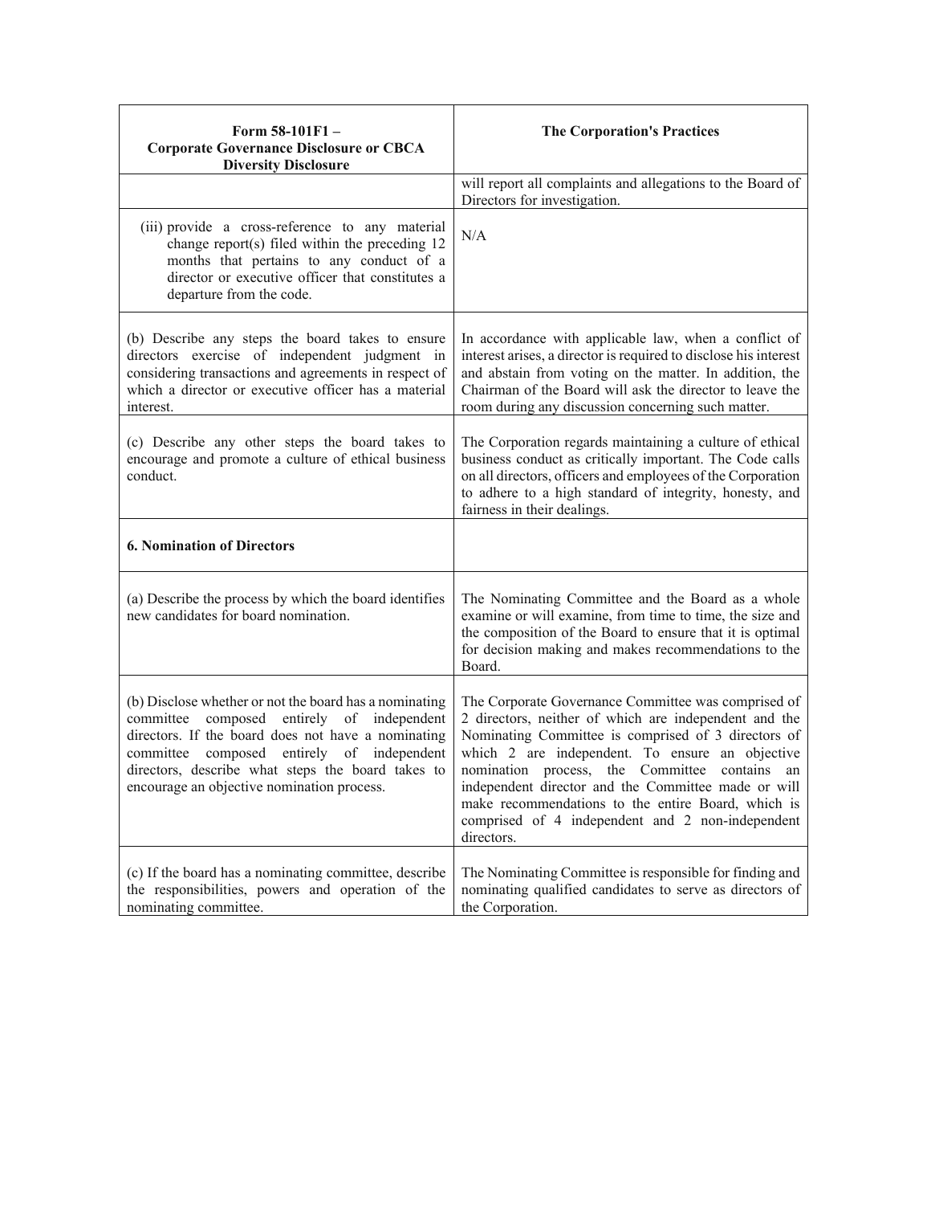| Form 58-101F1 – Corporate Governance Disclosure or CBCA Diversity Disclosure | The Corporation's Practices |
|---|---|
| | will report all complaints and allegations to the Board of Directors for investigation. |
| (iii) provide a cross-reference to any material change report(s) filed within the preceding 12 months that pertains to any conduct of a director or executive officer that constitutes a departure from the code. | N/A |
| (b) Describe any steps the board takes to ensure directors exercise of independent judgment in considering transactions and agreements in respect of which a director or executive officer has a material interest. | In accordance with applicable law, when a conflict of interest arises, a director is required to disclose his interest and abstain from voting on the matter. In addition, the Chairman of the Board will ask the director to leave the room during any discussion concerning such matter. |
| (c) Describe any other steps the board takes to encourage and promote a culture of ethical business conduct. | The Corporation regards maintaining a culture of ethical business conduct as critically important. The Code calls on all directors, officers and employees of the Corporation to adhere to a high standard of integrity, honesty, and fairness in their dealings. |
| **6. Nomination of Directors** | |
| (a) Describe the process by which the board identifies new candidates for board nomination. | The Nominating Committee and the Board as a whole examine or will examine, from time to time, the size and the composition of the Board to ensure that it is optimal for decision making and makes recommendations to the Board. |
| (b) Disclose whether or not the board has a nominating committee composed entirely of independent directors. If the board does not have a nominating committee composed entirely of independent directors, describe what steps the board takes to encourage an objective nomination process. | The Corporate Governance Committee was comprised of 2 directors, neither of which are independent and the Nominating Committee is comprised of 3 directors of which 2 are independent. To ensure an objective nomination process, the Committee contains an independent director and the Committee made or will make recommendations to the entire Board, which is comprised of 4 independent and 2 non-independent directors. |
| (c) If the board has a nominating committee, describe the responsibilities, powers and operation of the nominating committee. | The Nominating Committee is responsible for finding and nominating qualified candidates to serve as directors of the Corporation. |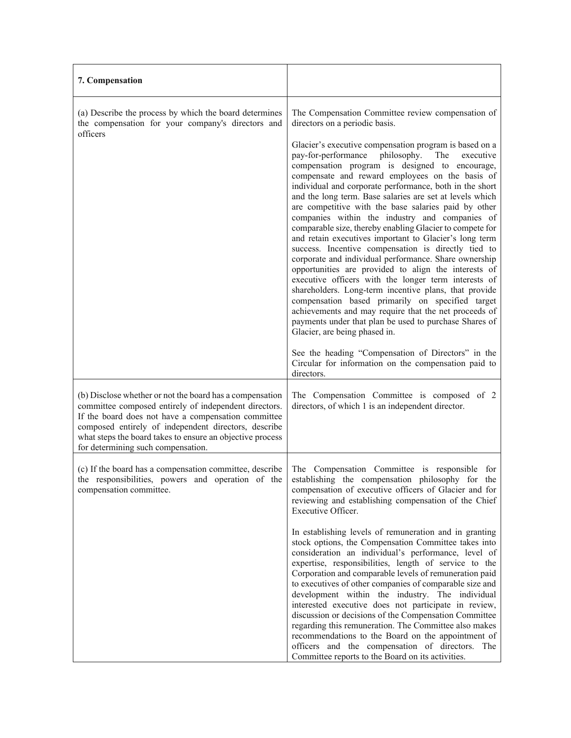| 7. Compensation | |
|---|---|
| (a) Describe the process by which the board determines the compensation for your company's directors and officers | The Compensation Committee review compensation of directors on a periodic basis.<br><br>Glacier's executive compensation program is based on a pay-for-performance philosophy. The executive compensation program is designed to encourage, compensate and reward employees on the basis of individual and corporate performance, both in the short and the long term. Base salaries are set at levels which are competitive with the base salaries paid by other companies within the industry and companies of comparable size, thereby enabling Glacier to compete for and retain executives important to Glacier's long term success. Incentive compensation is directly tied to corporate and individual performance. Share ownership opportunities are provided to align the interests of executive officers with the longer term interests of shareholders. Long-term incentive plans, that provide compensation based primarily on specified target achievements and may require that the net proceeds of payments under that plan be used to purchase Shares of Glacier, are being phased in.<br><br>See the heading "Compensation of Directors" in the Circular for information on the compensation paid to directors. |
| (b) Disclose whether or not the board has a compensation committee composed entirely of independent directors. If the board does not have a compensation committee composed entirely of independent directors, describe what steps the board takes to ensure an objective process for determining such compensation. | The Compensation Committee is composed of 2 directors, of which 1 is an independent director. |
| (c) If the board has a compensation committee, describe the responsibilities, powers and operation of the compensation committee. | The Compensation Committee is responsible for establishing the compensation philosophy for the compensation of executive officers of Glacier and for reviewing and establishing compensation of the Chief Executive Officer.<br><br>In establishing levels of remuneration and in granting stock options, the Compensation Committee takes into consideration an individual's performance, level of expertise, responsibilities, length of service to the Corporation and comparable levels of remuneration paid to executives of other companies of comparable size and development within the industry. The individual interested executive does not participate in review, discussion or decisions of the Compensation Committee regarding this remuneration. The Committee also makes recommendations to the Board on the appointment of officers and the compensation of directors. The Committee reports to the Board on its activities. |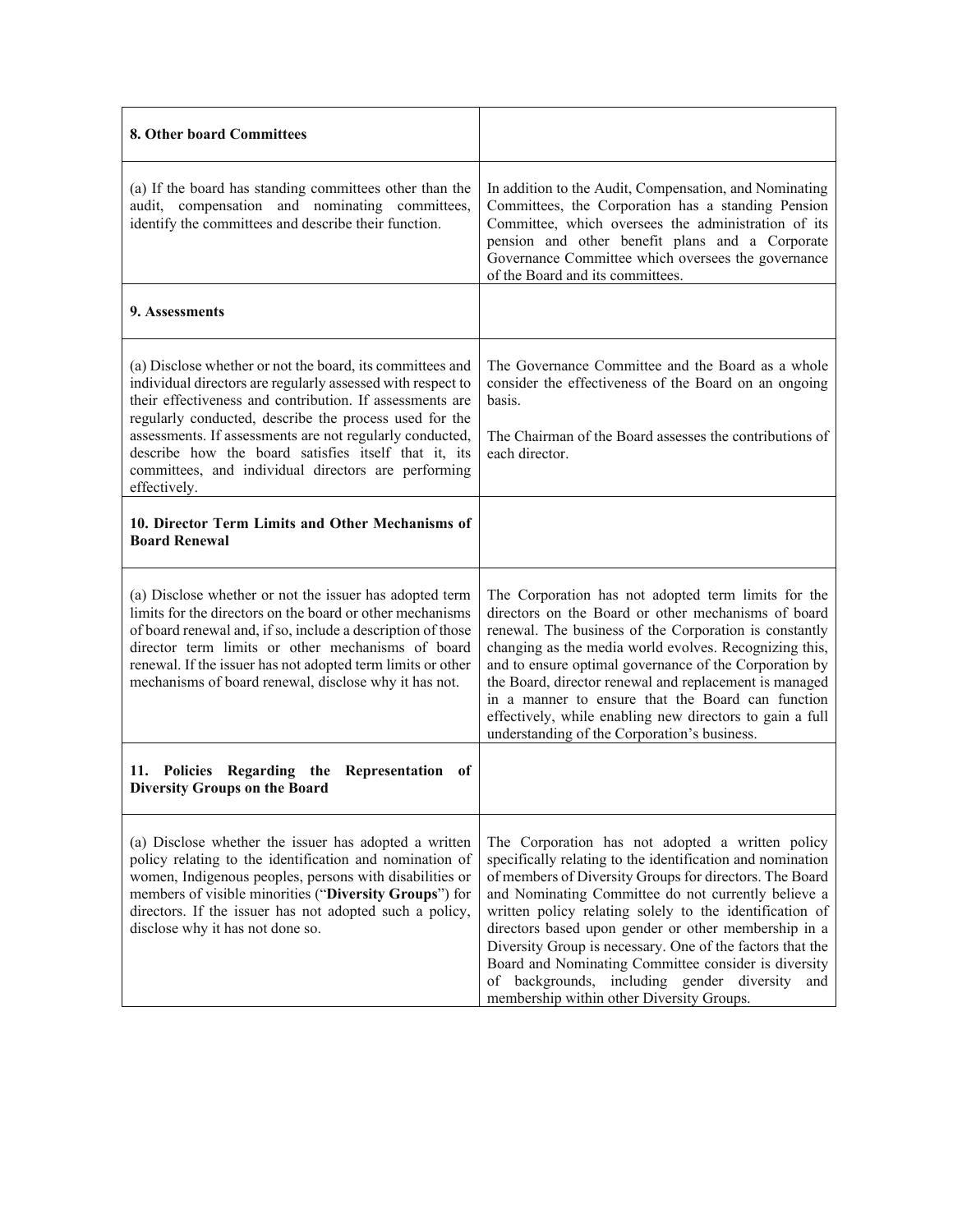| | |
|---|---|
| **8. Other board Committees** | |
| (a) If the board has standing committees other than the audit, compensation and nominating committees, identify the committees and describe their function. | In addition to the Audit, Compensation, and Nominating Committees, the Corporation has a standing Pension Committee, which oversees the administration of its pension and other benefit plans and a Corporate Governance Committee which oversees the governance of the Board and its committees. |
| **9. Assessments** | |
| (a) Disclose whether or not the board, its committees and individual directors are regularly assessed with respect to their effectiveness and contribution. If assessments are regularly conducted, describe the process used for the assessments. If assessments are not regularly conducted, describe how the board satisfies itself that it, its committees, and individual directors are performing effectively. | The Governance Committee and the Board as a whole consider the effectiveness of the Board on an ongoing basis.<br><br>The Chairman of the Board assesses the contributions of each director. |
| **10. Director Term Limits and Other Mechanisms of Board Renewal** | |
| (a) Disclose whether or not the issuer has adopted term limits for the directors on the board or other mechanisms of board renewal and, if so, include a description of those director term limits or other mechanisms of board renewal. If the issuer has not adopted term limits or other mechanisms of board renewal, disclose why it has not. | The Corporation has not adopted term limits for the directors on the Board or other mechanisms of board renewal. The business of the Corporation is constantly changing as the media world evolves. Recognizing this, and to ensure optimal governance of the Corporation by the Board, director renewal and replacement is managed in a manner to ensure that the Board can function effectively, while enabling new directors to gain a full understanding of the Corporation's business. |
| **11. Policies Regarding the Representation of Diversity Groups on the Board** | |
| (a) Disclose whether the issuer has adopted a written policy relating to the identification and nomination of women, Indigenous peoples, persons with disabilities or members of visible minorities ("**Diversity Groups**") for directors. If the issuer has not adopted such a policy, disclose why it has not done so. | The Corporation has not adopted a written policy specifically relating to the identification and nomination of members of Diversity Groups for directors. The Board and Nominating Committee do not currently believe a written policy relating solely to the identification of directors based upon gender or other membership in a Diversity Group is necessary. One of the factors that the Board and Nominating Committee consider is diversity of backgrounds, including gender diversity and membership within other Diversity Groups. |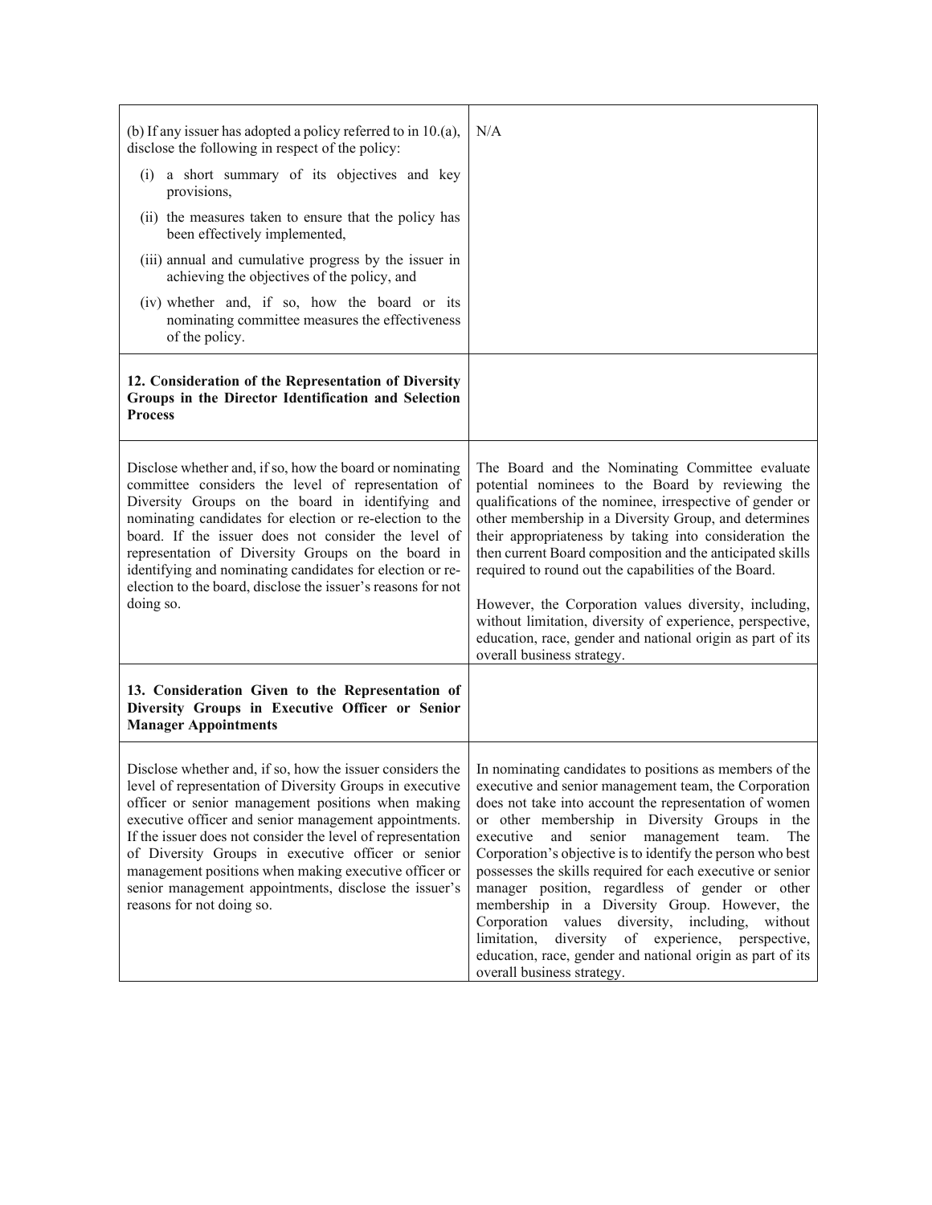| | |
|---|---|
| (b) If any issuer has adopted a policy referred to in 10.(a), disclose the following in respect of the policy:<br>(i) a short summary of its objectives and key provisions,<br>(ii) the measures taken to ensure that the policy has been effectively implemented,<br>(iii) annual and cumulative progress by the issuer in achieving the objectives of the policy, and<br>(iv) whether and, if so, how the board or its nominating committee measures the effectiveness of the policy. | N/A |
| **12. Consideration of the Representation of Diversity Groups in the Director Identification and Selection Process** | |
| Disclose whether and, if so, how the board or nominating committee considers the level of representation of Diversity Groups on the board in identifying and nominating candidates for election or re-election to the board. If the issuer does not consider the level of representation of Diversity Groups on the board in identifying and nominating candidates for election or re-election to the board, disclose the issuer's reasons for not doing so. | The Board and the Nominating Committee evaluate potential nominees to the Board by reviewing the qualifications of the nominee, irrespective of gender or other membership in a Diversity Group, and determines their appropriateness by taking into consideration the then current Board composition and the anticipated skills required to round out the capabilities of the Board.<br><br>However, the Corporation values diversity, including, without limitation, diversity of experience, perspective, education, race, gender and national origin as part of its overall business strategy. |
| **13. Consideration Given to the Representation of Diversity Groups in Executive Officer or Senior Manager Appointments** | |
| Disclose whether and, if so, how the issuer considers the level of representation of Diversity Groups in executive officer or senior management positions when making executive officer and senior management appointments. If the issuer does not consider the level of representation of Diversity Groups in executive officer or senior management positions when making executive officer or senior management appointments, disclose the issuer's reasons for not doing so. | In nominating candidates to positions as members of the executive and senior management team, the Corporation does not take into account the representation of women or other membership in Diversity Groups in the executive and senior management team. The Corporation's objective is to identify the person who best possesses the skills required for each executive or senior manager position, regardless of gender or other membership in a Diversity Group. However, the Corporation values diversity, including, without limitation, diversity of experience, perspective, education, race, gender and national origin as part of its overall business strategy. |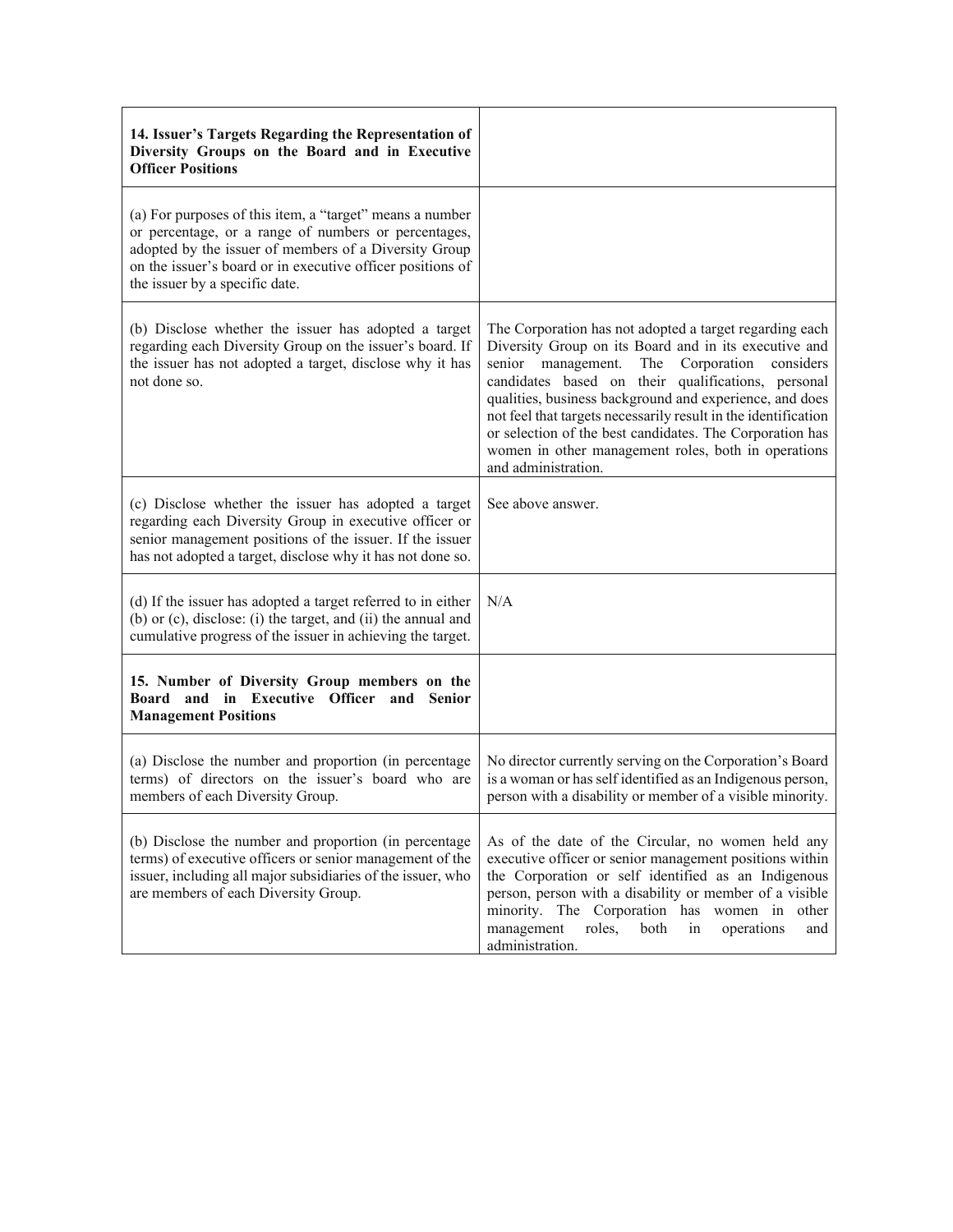| | |
|---|---|
| **14. Issuer's Targets Regarding the Representation of Diversity Groups on the Board and in Executive Officer Positions** | |
| (a) For purposes of this item, a "target" means a number or percentage, or a range of numbers or percentages, adopted by the issuer of members of a Diversity Group on the issuer's board or in executive officer positions of the issuer by a specific date. | |
| (b) Disclose whether the issuer has adopted a target regarding each Diversity Group on the issuer's board. If the issuer has not adopted a target, disclose why it has not done so. | The Corporation has not adopted a target regarding each Diversity Group on its Board and in its executive and senior management. The Corporation considers candidates based on their qualifications, personal qualities, business background and experience, and does not feel that targets necessarily result in the identification or selection of the best candidates. The Corporation has women in other management roles, both in operations and administration. |
| (c) Disclose whether the issuer has adopted a target regarding each Diversity Group in executive officer or senior management positions of the issuer. If the issuer has not adopted a target, disclose why it has not done so. | See above answer. |
| (d) If the issuer has adopted a target referred to in either (b) or (c), disclose: (i) the target, and (ii) the annual and cumulative progress of the issuer in achieving the target. | N/A |
| **15. Number of Diversity Group members on the Board and in Executive Officer and Senior Management Positions** | |
| (a) Disclose the number and proportion (in percentage terms) of directors on the issuer's board who are members of each Diversity Group. | No director currently serving on the Corporation's Board is a woman or has self identified as an Indigenous person, person with a disability or member of a visible minority. |
| (b) Disclose the number and proportion (in percentage terms) of executive officers or senior management of the issuer, including all major subsidiaries of the issuer, who are members of each Diversity Group. | As of the date of the Circular, no women held any executive officer or senior management positions within the Corporation or self identified as an Indigenous person, person with a disability or member of a visible minority. The Corporation has women in other management roles, both in operations and administration. |